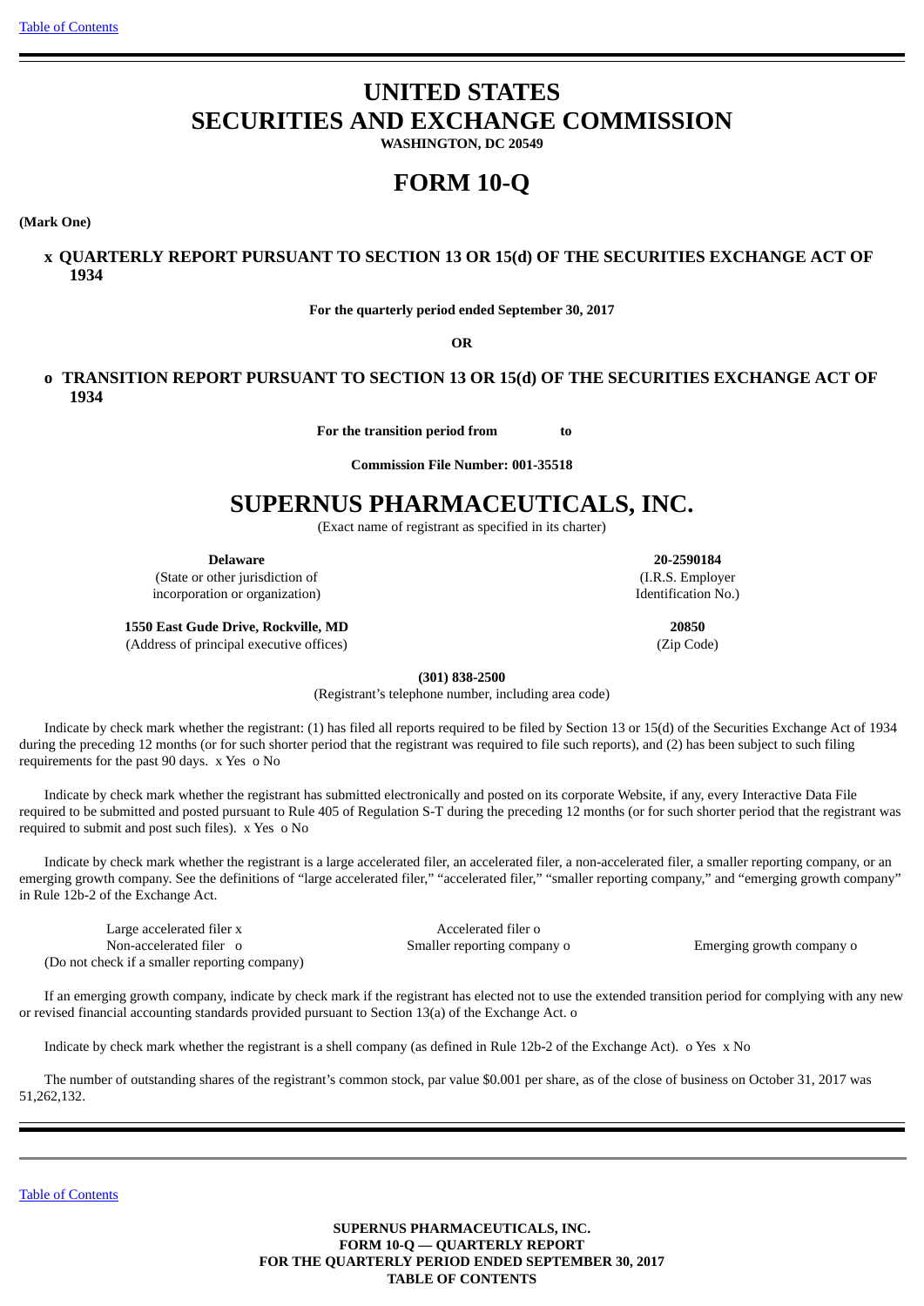# UNITED STATES
# SECURITIES AND EXCHANGE COMMISSION

**WASHINGTON, DC 20549**

# FORM 10-Q

**(Mark One)**

**x QUARTERLY REPORT PURSUANT TO SECTION 13 OR 15(d) OF THE SECURITIES EXCHANGE ACT OF 1934**

**For the quarterly period ended September 30, 2017**

**OR**

**o TRANSITION REPORT PURSUANT TO SECTION 13 OR 15(d) OF THE SECURITIES EXCHANGE ACT OF 1934**

**For the transition period from to**

**Commission File Number: 001-35518**

# SUPERNUS PHARMACEUTICALS, INC.

(Exact name of registrant as specified in its charter)

| **Delaware** | **20-2590184** |
|---|---|
| (State or other jurisdiction of incorporation or organization) | (I.R.S. Employer Identification No.) |
| **1550 East Gude Drive, Rockville, MD** | **20850** |
| (Address of principal executive offices) | (Zip Code) |

**(301) 838-2500**
(Registrant's telephone number, including area code)

Indicate by check mark whether the registrant: (1) has filed all reports required to be filed by Section 13 or 15(d) of the Securities Exchange Act of 1934 during the preceding 12 months (or for such shorter period that the registrant was required to file such reports), and (2) has been subject to such filing requirements for the past 90 days. x Yes o No

Indicate by check mark whether the registrant has submitted electronically and posted on its corporate Website, if any, every Interactive Data File required to be submitted and posted pursuant to Rule 405 of Regulation S-T during the preceding 12 months (or for such shorter period that the registrant was required to submit and post such files). x Yes o No

Indicate by check mark whether the registrant is a large accelerated filer, an accelerated filer, a non-accelerated filer, a smaller reporting company, or an emerging growth company. See the definitions of "large accelerated filer," "accelerated filer," "smaller reporting company," and "emerging growth company" in Rule 12b-2 of the Exchange Act.

| | | |
|---|---|---|
| Large accelerated filer x | Accelerated filer o | |
| Non-accelerated filer o (Do not check if a smaller reporting company) | Smaller reporting company o | Emerging growth company o |

If an emerging growth company, indicate by check mark if the registrant has elected not to use the extended transition period for complying with any new or revised financial accounting standards provided pursuant to Section 13(a) of the Exchange Act. o

Indicate by check mark whether the registrant is a shell company (as defined in Rule 12b-2 of the Exchange Act). o Yes x No

The number of outstanding shares of the registrant's common stock, par value $0.001 per share, as of the close of business on October 31, 2017 was 51,262,132.

**SUPERNUS PHARMACEUTICALS, INC.**
**FORM 10-Q — QUARTERLY REPORT**
**FOR THE QUARTERLY PERIOD ENDED SEPTEMBER 30, 2017**
**TABLE OF CONTENTS**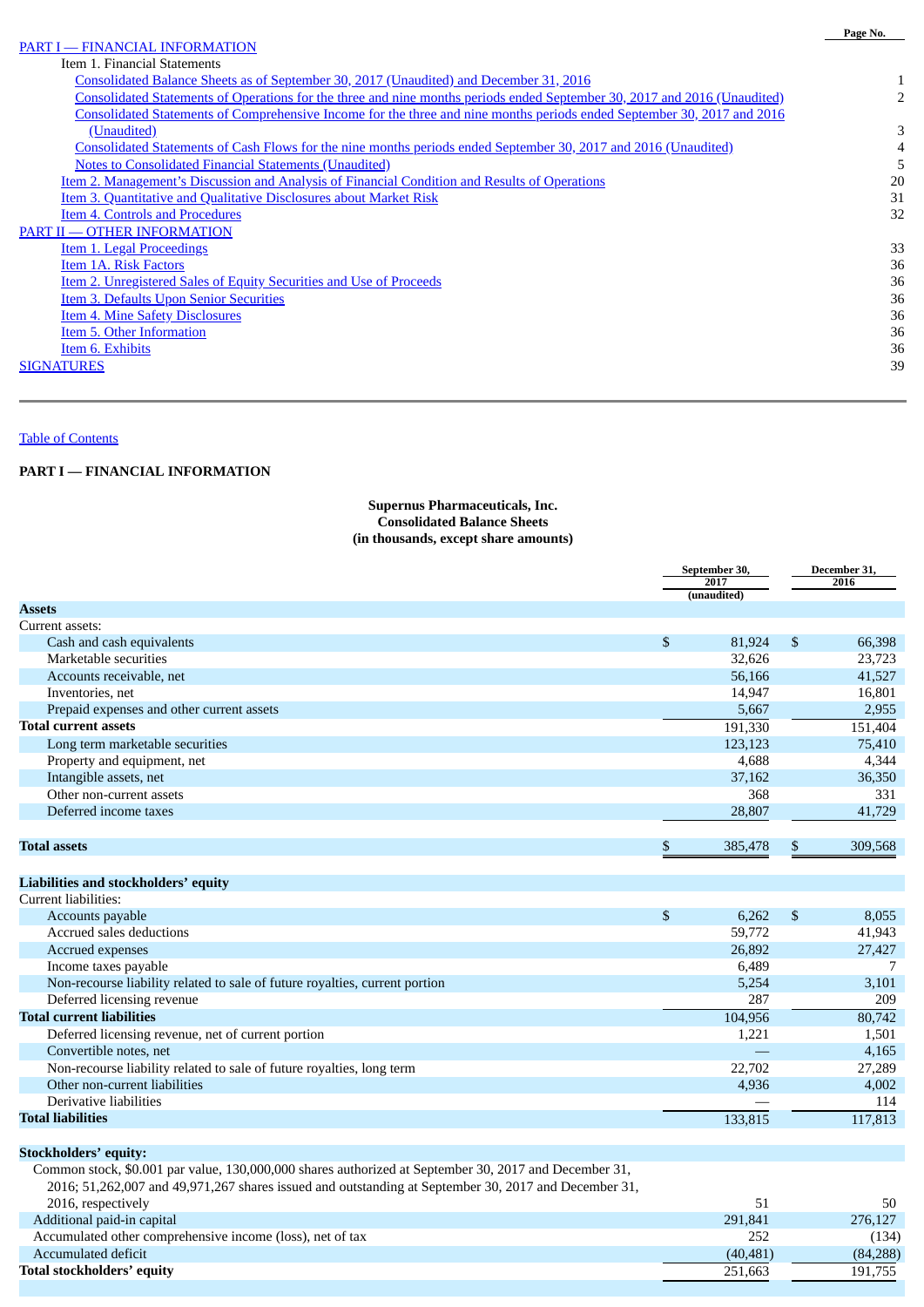| | Page No. |
|---|---|
| PART I — FINANCIAL INFORMATION | |
| Item 1. Financial Statements | |
| Consolidated Balance Sheets as of September 30, 2017 (Unaudited) and December 31, 2016 | 1 |
| Consolidated Statements of Operations for the three and nine months periods ended September 30, 2017 and 2016 (Unaudited) | 2 |
| Consolidated Statements of Comprehensive Income for the three and nine months periods ended September 30, 2017 and 2016 (Unaudited) | 3 |
| Consolidated Statements of Cash Flows for the nine months periods ended September 30, 2017 and 2016 (Unaudited) | 4 |
| Notes to Consolidated Financial Statements (Unaudited) | 5 |
| Item 2. Management's Discussion and Analysis of Financial Condition and Results of Operations | 20 |
| Item 3. Quantitative and Qualitative Disclosures about Market Risk | 31 |
| Item 4. Controls and Procedures | 32 |
| PART II — OTHER INFORMATION | |
| Item 1. Legal Proceedings | 33 |
| Item 1A. Risk Factors | 36 |
| Item 2. Unregistered Sales of Equity Securities and Use of Proceeds | 36 |
| Item 3. Defaults Upon Senior Securities | 36 |
| Item 4. Mine Safety Disclosures | 36 |
| Item 5. Other Information | 36 |
| Item 6. Exhibits | 36 |
| SIGNATURES | 39 |

Table of Contents

**PART I — FINANCIAL INFORMATION**

**Supernus Pharmaceuticals, Inc.**
**Consolidated Balance Sheets**
**(in thousands, except share amounts)**

| | September 30, 2017 (unaudited) | December 31, 2016 |
|---|---|---|
| **Assets** | | |
| Current assets: | | |
| Cash and cash equivalents | $ 81,924 | $ 66,398 |
| Marketable securities | 32,626 | 23,723 |
| Accounts receivable, net | 56,166 | 41,527 |
| Inventories, net | 14,947 | 16,801 |
| Prepaid expenses and other current assets | 5,667 | 2,955 |
| **Total current assets** | 191,330 | 151,404 |
| Long term marketable securities | 123,123 | 75,410 |
| Property and equipment, net | 4,688 | 4,344 |
| Intangible assets, net | 37,162 | 36,350 |
| Other non-current assets | 368 | 331 |
| Deferred income taxes | 28,807 | 41,729 |
| **Total assets** | $ 385,478 | $ 309,568 |
| **Liabilities and stockholders' equity** | | |
| Current liabilities: | | |
| Accounts payable | $ 6,262 | $ 8,055 |
| Accrued sales deductions | 59,772 | 41,943 |
| Accrued expenses | 26,892 | 27,427 |
| Income taxes payable | 6,489 | 7 |
| Non-recourse liability related to sale of future royalties, current portion | 5,254 | 3,101 |
| Deferred licensing revenue | 287 | 209 |
| **Total current liabilities** | 104,956 | 80,742 |
| Deferred licensing revenue, net of current portion | 1,221 | 1,501 |
| Convertible notes, net | — | 4,165 |
| Non-recourse liability related to sale of future royalties, long term | 22,702 | 27,289 |
| Other non-current liabilities | 4,936 | 4,002 |
| Derivative liabilities | — | 114 |
| **Total liabilities** | 133,815 | 117,813 |
| **Stockholders' equity:** | | |
| Common stock, $0.001 par value, 130,000,000 shares authorized at September 30, 2017 and December 31, 2016; 51,262,007 and 49,971,267 shares issued and outstanding at September 30, 2017 and December 31, 2016, respectively | 51 | 50 |
| Additional paid-in capital | 291,841 | 276,127 |
| Accumulated other comprehensive income (loss), net of tax | 252 | (134) |
| Accumulated deficit | (40,481) | (84,288) |
| **Total stockholders' equity** | 251,663 | 191,755 |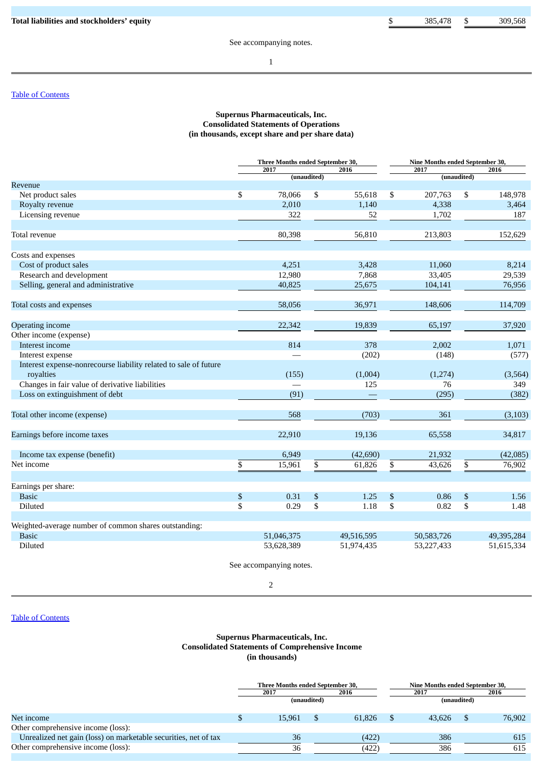| | | |
|---|---|---|
| **Total liabilities and stockholders' equity** | $ 385,478 | $ 309,568 |

See accompanying notes.

Table of Contents

**Supernus Pharmaceuticals, Inc.**
**Consolidated Statements of Operations**
**(in thousands, except share and per share data)**

| | Three Months ended September 30, | | Nine Months ended September 30, | |
|---|---|---|---|---|
| | 2017 | 2016 | 2017 | 2016 |
| | (unaudited) | | (unaudited) | |
| Revenue | | | | |
| Net product sales | $ 78,066 | $ 55,618 | $ 207,763 | $ 148,978 |
| Royalty revenue | 2,010 | 1,140 | 4,338 | 3,464 |
| Licensing revenue | 322 | 52 | 1,702 | 187 |
| Total revenue | 80,398 | 56,810 | 213,803 | 152,629 |
| Costs and expenses | | | | |
| Cost of product sales | 4,251 | 3,428 | 11,060 | 8,214 |
| Research and development | 12,980 | 7,868 | 33,405 | 29,539 |
| Selling, general and administrative | 40,825 | 25,675 | 104,141 | 76,956 |
| Total costs and expenses | 58,056 | 36,971 | 148,606 | 114,709 |
| Operating income | 22,342 | 19,839 | 65,197 | 37,920 |
| Other income (expense) | | | | |
| Interest income | 814 | 378 | 2,002 | 1,071 |
| Interest expense | — | (202) | (148) | (577) |
| Interest expense-nonrecourse liability related to sale of future royalties | (155) | (1,004) | (1,274) | (3,564) |
| Changes in fair value of derivative liabilities | — | 125 | 76 | 349 |
| Loss on extinguishment of debt | (91) | — | (295) | (382) |
| Total other income (expense) | 568 | (703) | 361 | (3,103) |
| Earnings before income taxes | 22,910 | 19,136 | 65,558 | 34,817 |
| Income tax expense (benefit) | 6,949 | (42,690) | 21,932 | (42,085) |
| Net income | $ 15,961 | $ 61,826 | $ 43,626 | $ 76,902 |
| Earnings per share: | | | | |
| Basic | $ 0.31 | $ 1.25 | $ 0.86 | $ 1.56 |
| Diluted | $ 0.29 | $ 1.18 | $ 0.82 | $ 1.48 |
| Weighted-average number of common shares outstanding: | | | | |
| Basic | 51,046,375 | 49,516,595 | 50,583,726 | 49,395,284 |
| Diluted | 53,628,389 | 51,974,435 | 53,227,433 | 51,615,334 |

See accompanying notes.

Table of Contents

**Supernus Pharmaceuticals, Inc.**
**Consolidated Statements of Comprehensive Income**
**(in thousands)**

| | Three Months ended September 30, | | Nine Months ended September 30, | |
|---|---|---|---|---|
| | 2017 | 2016 | 2017 | 2016 |
| | (unaudited) | | (unaudited) | |
| Net income | $ 15,961 | $ 61,826 | $ 43,626 | $ 76,902 |
| Other comprehensive income (loss): | | | | |
| Unrealized net gain (loss) on marketable securities, net of tax | 36 | (422) | 386 | 615 |
| Other comprehensive income (loss): | 36 | (422) | 386 | 615 |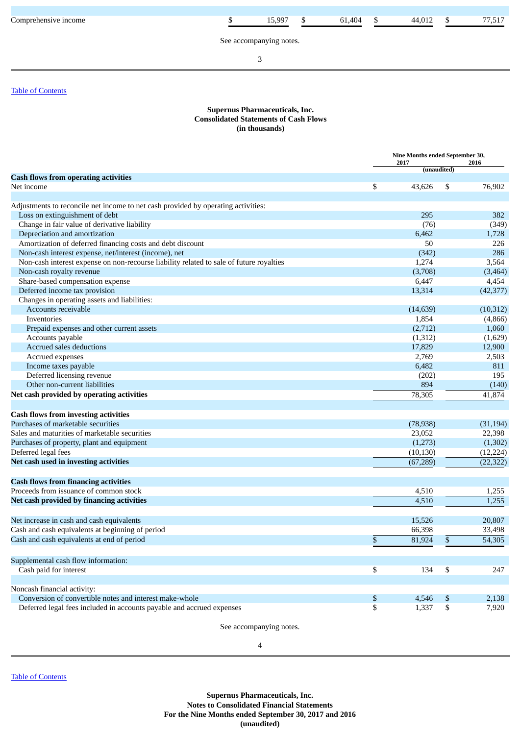| | | | | |
|---|---|---|---|---|
| Comprehensive income | $ 15,997 | $ 61,404 | $ 44,012 | $ 77,517 |

See accompanying notes.

Table of Contents

**Supernus Pharmaceuticals, Inc.**
**Consolidated Statements of Cash Flows**
**(in thousands)**

| | Nine Months ended September 30, | |
|---|---|---|
| | 2017 | 2016 |
| | (unaudited) | |
| **Cash flows from operating activities** | | |
| Net income | $ 43,626 | $ 76,902 |
| | | |
| Adjustments to reconcile net income to net cash provided by operating activities: | | |
| Loss on extinguishment of debt | 295 | 382 |
| Change in fair value of derivative liability | (76) | (349) |
| Depreciation and amortization | 6,462 | 1,728 |
| Amortization of deferred financing costs and debt discount | 50 | 226 |
| Non-cash interest expense, net/interest (income), net | (342) | 286 |
| Non-cash interest expense on non-recourse liability related to sale of future royalties | 1,274 | 3,564 |
| Non-cash royalty revenue | (3,708) | (3,464) |
| Share-based compensation expense | 6,447 | 4,454 |
| Deferred income tax provision | 13,314 | (42,377) |
| Changes in operating assets and liabilities: | | |
| Accounts receivable | (14,639) | (10,312) |
| Inventories | 1,854 | (4,866) |
| Prepaid expenses and other current assets | (2,712) | 1,060 |
| Accounts payable | (1,312) | (1,629) |
| Accrued sales deductions | 17,829 | 12,900 |
| Accrued expenses | 2,769 | 2,503 |
| Income taxes payable | 6,482 | 811 |
| Deferred licensing revenue | (202) | 195 |
| Other non-current liabilities | 894 | (140) |
| **Net cash provided by operating activities** | 78,305 | 41,874 |
| | | |
| **Cash flows from investing activities** | | |
| Purchases of marketable securities | (78,938) | (31,194) |
| Sales and maturities of marketable securities | 23,052 | 22,398 |
| Purchases of property, plant and equipment | (1,273) | (1,302) |
| Deferred legal fees | (10,130) | (12,224) |
| **Net cash used in investing activities** | (67,289) | (22,322) |
| | | |
| **Cash flows from financing activities** | | |
| Proceeds from issuance of common stock | 4,510 | 1,255 |
| **Net cash provided by financing activities** | 4,510 | 1,255 |
| | | |
| Net increase in cash and cash equivalents | 15,526 | 20,807 |
| Cash and cash equivalents at beginning of period | 66,398 | 33,498 |
| Cash and cash equivalents at end of period | $ 81,924 | $ 54,305 |
| | | |
| Supplemental cash flow information: | | |
| Cash paid for interest | $ 134 | $ 247 |
| | | |
| Noncash financial activity: | | |
| Conversion of convertible notes and interest make-whole | $ 4,546 | $ 2,138 |
| Deferred legal fees included in accounts payable and accrued expenses | $ 1,337 | $ 7,920 |

See accompanying notes.

Table of Contents

**Supernus Pharmaceuticals, Inc.**
**Notes to Consolidated Financial Statements**
**For the Nine Months ended September 30, 2017 and 2016**
**(unaudited)**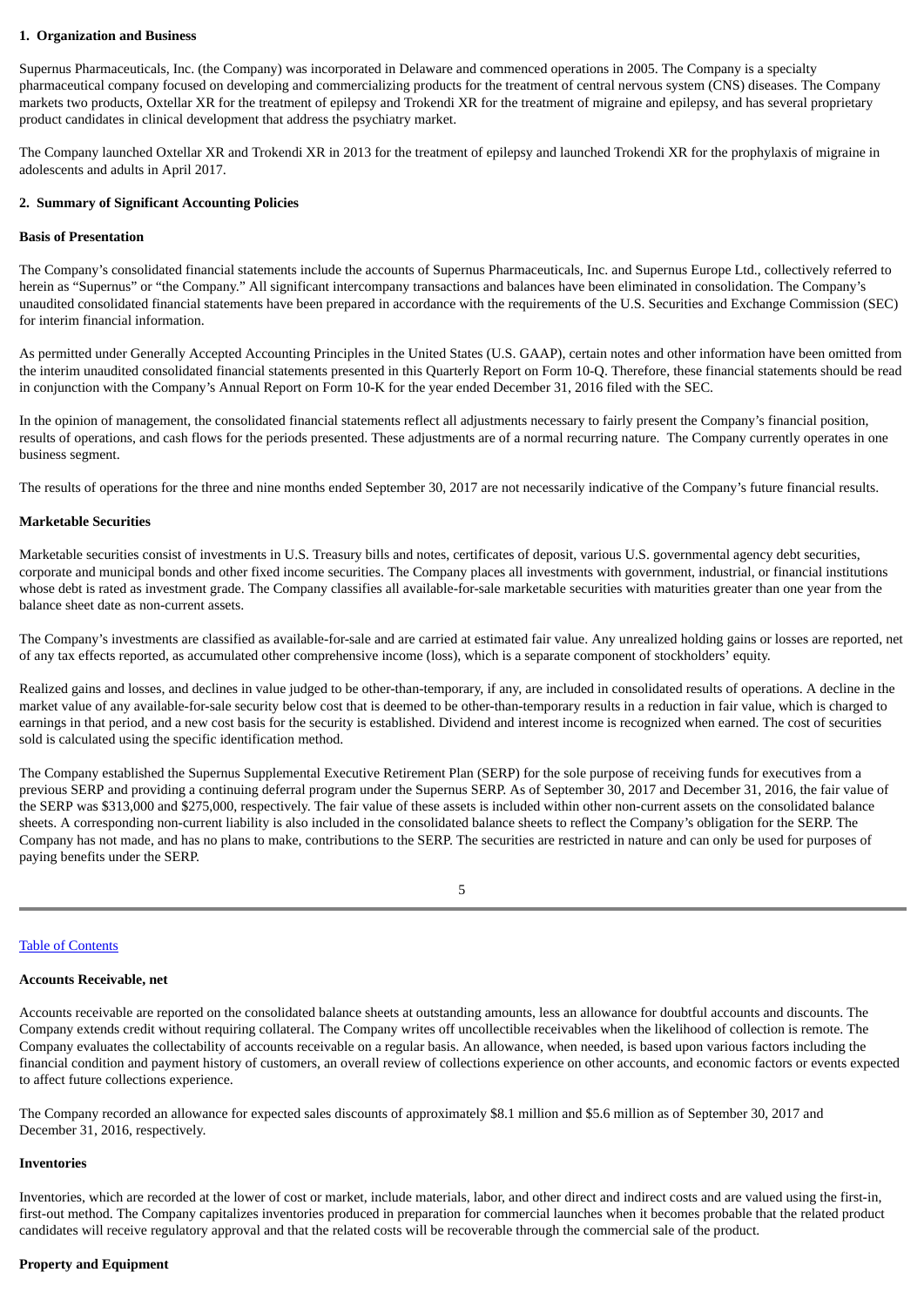**1. Organization and Business**

Supernus Pharmaceuticals, Inc. (the Company) was incorporated in Delaware and commenced operations in 2005. The Company is a specialty pharmaceutical company focused on developing and commercializing products for the treatment of central nervous system (CNS) diseases. The Company markets two products, Oxtellar XR for the treatment of epilepsy and Trokendi XR for the treatment of migraine and epilepsy, and has several proprietary product candidates in clinical development that address the psychiatry market.

The Company launched Oxtellar XR and Trokendi XR in 2013 for the treatment of epilepsy and launched Trokendi XR for the prophylaxis of migraine in adolescents and adults in April 2017.

**2. Summary of Significant Accounting Policies**

**Basis of Presentation**

The Company's consolidated financial statements include the accounts of Supernus Pharmaceuticals, Inc. and Supernus Europe Ltd., collectively referred to herein as "Supernus" or "the Company." All significant intercompany transactions and balances have been eliminated in consolidation. The Company's unaudited consolidated financial statements have been prepared in accordance with the requirements of the U.S. Securities and Exchange Commission (SEC) for interim financial information.

As permitted under Generally Accepted Accounting Principles in the United States (U.S. GAAP), certain notes and other information have been omitted from the interim unaudited consolidated financial statements presented in this Quarterly Report on Form 10-Q. Therefore, these financial statements should be read in conjunction with the Company's Annual Report on Form 10-K for the year ended December 31, 2016 filed with the SEC.

In the opinion of management, the consolidated financial statements reflect all adjustments necessary to fairly present the Company's financial position, results of operations, and cash flows for the periods presented. These adjustments are of a normal recurring nature. The Company currently operates in one business segment.

The results of operations for the three and nine months ended September 30, 2017 are not necessarily indicative of the Company's future financial results.

**Marketable Securities**

Marketable securities consist of investments in U.S. Treasury bills and notes, certificates of deposit, various U.S. governmental agency debt securities, corporate and municipal bonds and other fixed income securities. The Company places all investments with government, industrial, or financial institutions whose debt is rated as investment grade. The Company classifies all available-for-sale marketable securities with maturities greater than one year from the balance sheet date as non-current assets.

The Company's investments are classified as available-for-sale and are carried at estimated fair value. Any unrealized holding gains or losses are reported, net of any tax effects reported, as accumulated other comprehensive income (loss), which is a separate component of stockholders' equity.

Realized gains and losses, and declines in value judged to be other-than-temporary, if any, are included in consolidated results of operations. A decline in the market value of any available-for-sale security below cost that is deemed to be other-than-temporary results in a reduction in fair value, which is charged to earnings in that period, and a new cost basis for the security is established. Dividend and interest income is recognized when earned. The cost of securities sold is calculated using the specific identification method.

The Company established the Supernus Supplemental Executive Retirement Plan (SERP) for the sole purpose of receiving funds for executives from a previous SERP and providing a continuing deferral program under the Supernus SERP. As of September 30, 2017 and December 31, 2016, the fair value of the SERP was $313,000 and $275,000, respectively. The fair value of these assets is included within other non-current assets on the consolidated balance sheets. A corresponding non-current liability is also included in the consolidated balance sheets to reflect the Company's obligation for the SERP. The Company has not made, and has no plans to make, contributions to the SERP. The securities are restricted in nature and can only be used for purposes of paying benefits under the SERP.

**Accounts Receivable, net**

Accounts receivable are reported on the consolidated balance sheets at outstanding amounts, less an allowance for doubtful accounts and discounts. The Company extends credit without requiring collateral. The Company writes off uncollectible receivables when the likelihood of collection is remote. The Company evaluates the collectability of accounts receivable on a regular basis. An allowance, when needed, is based upon various factors including the financial condition and payment history of customers, an overall review of collections experience on other accounts, and economic factors or events expected to affect future collections experience.

The Company recorded an allowance for expected sales discounts of approximately $8.1 million and $5.6 million as of September 30, 2017 and December 31, 2016, respectively.

**Inventories**

Inventories, which are recorded at the lower of cost or market, include materials, labor, and other direct and indirect costs and are valued using the first-in, first-out method. The Company capitalizes inventories produced in preparation for commercial launches when it becomes probable that the related product candidates will receive regulatory approval and that the related costs will be recoverable through the commercial sale of the product.

**Property and Equipment**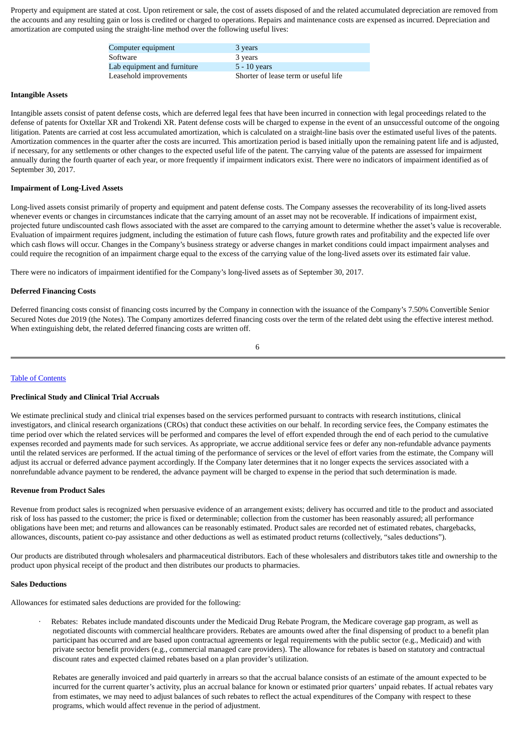Property and equipment are stated at cost. Upon retirement or sale, the cost of assets disposed of and the related accumulated depreciation are removed from the accounts and any resulting gain or loss is credited or charged to operations. Repairs and maintenance costs are expensed as incurred. Depreciation and amortization are computed using the straight-line method over the following useful lives:

| | |
|---|---|
| Computer equipment | 3 years |
| Software | 3 years |
| Lab equipment and furniture | 5 - 10 years |
| Leasehold improvements | Shorter of lease term or useful life |

**Intangible Assets**

Intangible assets consist of patent defense costs, which are deferred legal fees that have been incurred in connection with legal proceedings related to the defense of patents for Oxtellar XR and Trokendi XR. Patent defense costs will be charged to expense in the event of an unsuccessful outcome of the ongoing litigation. Patents are carried at cost less accumulated amortization, which is calculated on a straight-line basis over the estimated useful lives of the patents. Amortization commences in the quarter after the costs are incurred. This amortization period is based initially upon the remaining patent life and is adjusted, if necessary, for any settlements or other changes to the expected useful life of the patent. The carrying value of the patents are assessed for impairment annually during the fourth quarter of each year, or more frequently if impairment indicators exist. There were no indicators of impairment identified as of September 30, 2017.

**Impairment of Long-Lived Assets**

Long-lived assets consist primarily of property and equipment and patent defense costs. The Company assesses the recoverability of its long-lived assets whenever events or changes in circumstances indicate that the carrying amount of an asset may not be recoverable. If indications of impairment exist, projected future undiscounted cash flows associated with the asset are compared to the carrying amount to determine whether the asset's value is recoverable. Evaluation of impairment requires judgment, including the estimation of future cash flows, future growth rates and profitability and the expected life over which cash flows will occur. Changes in the Company's business strategy or adverse changes in market conditions could impact impairment analyses and could require the recognition of an impairment charge equal to the excess of the carrying value of the long-lived assets over its estimated fair value.

There were no indicators of impairment identified for the Company's long-lived assets as of September 30, 2017.

**Deferred Financing Costs**

Deferred financing costs consist of financing costs incurred by the Company in connection with the issuance of the Company's 7.50% Convertible Senior Secured Notes due 2019 (the Notes). The Company amortizes deferred financing costs over the term of the related debt using the effective interest method. When extinguishing debt, the related deferred financing costs are written off.

**Preclinical Study and Clinical Trial Accruals**

We estimate preclinical study and clinical trial expenses based on the services performed pursuant to contracts with research institutions, clinical investigators, and clinical research organizations (CROs) that conduct these activities on our behalf. In recording service fees, the Company estimates the time period over which the related services will be performed and compares the level of effort expended through the end of each period to the cumulative expenses recorded and payments made for such services. As appropriate, we accrue additional service fees or defer any non-refundable advance payments until the related services are performed. If the actual timing of the performance of services or the level of effort varies from the estimate, the Company will adjust its accrual or deferred advance payment accordingly. If the Company later determines that it no longer expects the services associated with a nonrefundable advance payment to be rendered, the advance payment will be charged to expense in the period that such determination is made.

**Revenue from Product Sales**

Revenue from product sales is recognized when persuasive evidence of an arrangement exists; delivery has occurred and title to the product and associated risk of loss has passed to the customer; the price is fixed or determinable; collection from the customer has been reasonably assured; all performance obligations have been met; and returns and allowances can be reasonably estimated. Product sales are recorded net of estimated rebates, chargebacks, allowances, discounts, patient co-pay assistance and other deductions as well as estimated product returns (collectively, "sales deductions").

Our products are distributed through wholesalers and pharmaceutical distributors. Each of these wholesalers and distributors takes title and ownership to the product upon physical receipt of the product and then distributes our products to pharmacies.

**Sales Deductions**

Allowances for estimated sales deductions are provided for the following:

- Rebates: Rebates include mandated discounts under the Medicaid Drug Rebate Program, the Medicare coverage gap program, as well as negotiated discounts with commercial healthcare providers. Rebates are amounts owed after the final dispensing of product to a benefit plan participant has occurred and are based upon contractual agreements or legal requirements with the public sector (e.g., Medicaid) and with private sector benefit providers (e.g., commercial managed care providers). The allowance for rebates is based on statutory and contractual discount rates and expected claimed rebates based on a plan provider's utilization.

  Rebates are generally invoiced and paid quarterly in arrears so that the accrual balance consists of an estimate of the amount expected to be incurred for the current quarter's activity, plus an accrual balance for known or estimated prior quarters' unpaid rebates. If actual rebates vary from estimates, we may need to adjust balances of such rebates to reflect the actual expenditures of the Company with respect to these programs, which would affect revenue in the period of adjustment.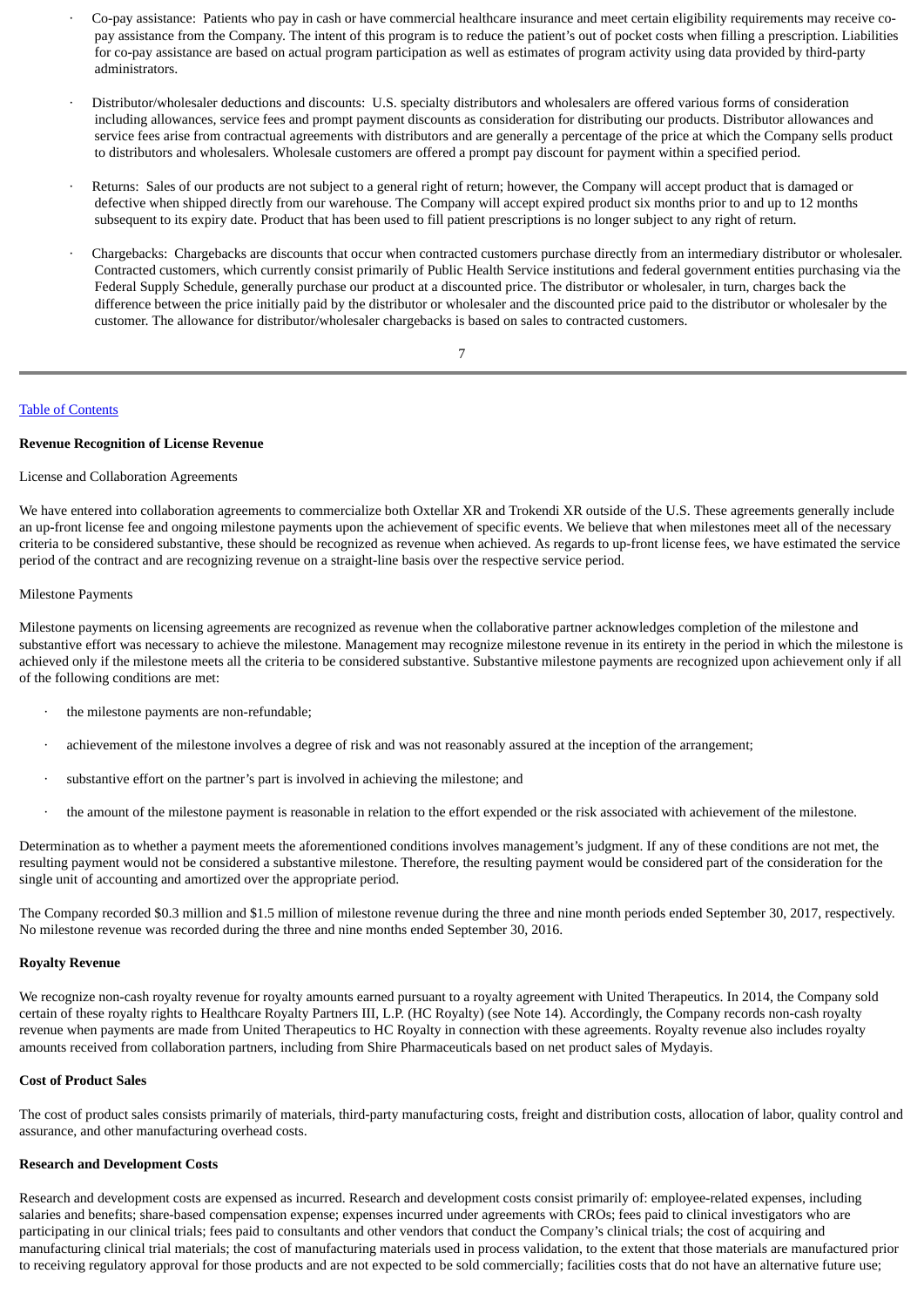- Co-pay assistance: Patients who pay in cash or have commercial healthcare insurance and meet certain eligibility requirements may receive co-pay assistance from the Company. The intent of this program is to reduce the patient's out of pocket costs when filling a prescription. Liabilities for co-pay assistance are based on actual program participation as well as estimates of program activity using data provided by third-party administrators.

- Distributor/wholesaler deductions and discounts: U.S. specialty distributors and wholesalers are offered various forms of consideration including allowances, service fees and prompt payment discounts as consideration for distributing our products. Distributor allowances and service fees arise from contractual agreements with distributors and are generally a percentage of the price at which the Company sells product to distributors and wholesalers. Wholesale customers are offered a prompt pay discount for payment within a specified period.

- Returns: Sales of our products are not subject to a general right of return; however, the Company will accept product that is damaged or defective when shipped directly from our warehouse. The Company will accept expired product six months prior to and up to 12 months subsequent to its expiry date. Product that has been used to fill patient prescriptions is no longer subject to any right of return.

- Chargebacks: Chargebacks are discounts that occur when contracted customers purchase directly from an intermediary distributor or wholesaler. Contracted customers, which currently consist primarily of Public Health Service institutions and federal government entities purchasing via the Federal Supply Schedule, generally purchase our product at a discounted price. The distributor or wholesaler, in turn, charges back the difference between the price initially paid by the distributor or wholesaler and the discounted price paid to the distributor or wholesaler by the customer. The allowance for distributor/wholesaler chargebacks is based on sales to contracted customers.

**Revenue Recognition of License Revenue**

License and Collaboration Agreements

We have entered into collaboration agreements to commercialize both Oxtellar XR and Trokendi XR outside of the U.S. These agreements generally include an up-front license fee and ongoing milestone payments upon the achievement of specific events. We believe that when milestones meet all of the necessary criteria to be considered substantive, these should be recognized as revenue when achieved. As regards to up-front license fees, we have estimated the service period of the contract and are recognizing revenue on a straight-line basis over the respective service period.

Milestone Payments

Milestone payments on licensing agreements are recognized as revenue when the collaborative partner acknowledges completion of the milestone and substantive effort was necessary to achieve the milestone. Management may recognize milestone revenue in its entirety in the period in which the milestone is achieved only if the milestone meets all the criteria to be considered substantive. Substantive milestone payments are recognized upon achievement only if all of the following conditions are met:

- the milestone payments are non-refundable;
- achievement of the milestone involves a degree of risk and was not reasonably assured at the inception of the arrangement;
- substantive effort on the partner's part is involved in achieving the milestone; and
- the amount of the milestone payment is reasonable in relation to the effort expended or the risk associated with achievement of the milestone.

Determination as to whether a payment meets the aforementioned conditions involves management's judgment. If any of these conditions are not met, the resulting payment would not be considered a substantive milestone. Therefore, the resulting payment would be considered part of the consideration for the single unit of accounting and amortized over the appropriate period.

The Company recorded $0.3 million and $1.5 million of milestone revenue during the three and nine month periods ended September 30, 2017, respectively. No milestone revenue was recorded during the three and nine months ended September 30, 2016.

**Royalty Revenue**

We recognize non-cash royalty revenue for royalty amounts earned pursuant to a royalty agreement with United Therapeutics. In 2014, the Company sold certain of these royalty rights to Healthcare Royalty Partners III, L.P. (HC Royalty) (see Note 14). Accordingly, the Company records non-cash royalty revenue when payments are made from United Therapeutics to HC Royalty in connection with these agreements. Royalty revenue also includes royalty amounts received from collaboration partners, including from Shire Pharmaceuticals based on net product sales of Mydayis.

**Cost of Product Sales**

The cost of product sales consists primarily of materials, third-party manufacturing costs, freight and distribution costs, allocation of labor, quality control and assurance, and other manufacturing overhead costs.

**Research and Development Costs**

Research and development costs are expensed as incurred. Research and development costs consist primarily of: employee-related expenses, including salaries and benefits; share-based compensation expense; expenses incurred under agreements with CROs; fees paid to clinical investigators who are participating in our clinical trials; fees paid to consultants and other vendors that conduct the Company's clinical trials; the cost of acquiring and manufacturing clinical trial materials; the cost of manufacturing materials used in process validation, to the extent that those materials are manufactured prior to receiving regulatory approval for those products and are not expected to be sold commercially; facilities costs that do not have an alternative future use;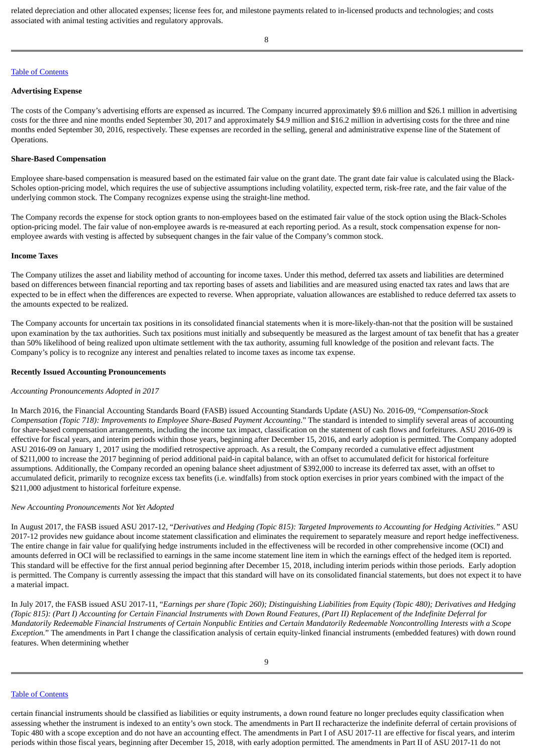related depreciation and other allocated expenses; license fees for, and milestone payments related to in-licensed products and technologies; and costs associated with animal testing activities and regulatory approvals.

**Advertising Expense**

The costs of the Company's advertising efforts are expensed as incurred. The Company incurred approximately $9.6 million and $26.1 million in advertising costs for the three and nine months ended September 30, 2017 and approximately $4.9 million and $16.2 million in advertising costs for the three and nine months ended September 30, 2016, respectively. These expenses are recorded in the selling, general and administrative expense line of the Statement of Operations.

**Share-Based Compensation**

Employee share-based compensation is measured based on the estimated fair value on the grant date. The grant date fair value is calculated using the Black-Scholes option-pricing model, which requires the use of subjective assumptions including volatility, expected term, risk-free rate, and the fair value of the underlying common stock. The Company recognizes expense using the straight-line method.

The Company records the expense for stock option grants to non-employees based on the estimated fair value of the stock option using the Black-Scholes option-pricing model. The fair value of non-employee awards is re-measured at each reporting period. As a result, stock compensation expense for non-employee awards with vesting is affected by subsequent changes in the fair value of the Company's common stock.

**Income Taxes**

The Company utilizes the asset and liability method of accounting for income taxes. Under this method, deferred tax assets and liabilities are determined based on differences between financial reporting and tax reporting bases of assets and liabilities and are measured using enacted tax rates and laws that are expected to be in effect when the differences are expected to reverse. When appropriate, valuation allowances are established to reduce deferred tax assets to the amounts expected to be realized.

The Company accounts for uncertain tax positions in its consolidated financial statements when it is more-likely-than-not that the position will be sustained upon examination by the tax authorities. Such tax positions must initially and subsequently be measured as the largest amount of tax benefit that has a greater than 50% likelihood of being realized upon ultimate settlement with the tax authority, assuming full knowledge of the position and relevant facts. The Company's policy is to recognize any interest and penalties related to income taxes as income tax expense.

**Recently Issued Accounting Pronouncements**

*Accounting Pronouncements Adopted in 2017*

In March 2016, the Financial Accounting Standards Board (FASB) issued Accounting Standards Update (ASU) No. 2016-09, "*Compensation-Stock Compensation (Topic 718): Improvements to Employee Share-Based Payment Accounting*." The standard is intended to simplify several areas of accounting for share-based compensation arrangements, including the income tax impact, classification on the statement of cash flows and forfeitures. ASU 2016-09 is effective for fiscal years, and interim periods within those years, beginning after December 15, 2016, and early adoption is permitted. The Company adopted ASU 2016-09 on January 1, 2017 using the modified retrospective approach. As a result, the Company recorded a cumulative effect adjustment of $211,000 to increase the 2017 beginning of period additional paid-in capital balance, with an offset to accumulated deficit for historical forfeiture assumptions. Additionally, the Company recorded an opening balance sheet adjustment of $392,000 to increase its deferred tax asset, with an offset to accumulated deficit, primarily to recognize excess tax benefits (i.e. windfalls) from stock option exercises in prior years combined with the impact of the $211,000 adjustment to historical forfeiture expense.

*New Accounting Pronouncements Not Yet Adopted*

In August 2017, the FASB issued ASU 2017-12, "*Derivatives and Hedging (Topic 815): Targeted Improvements to Accounting for Hedging Activities.*" ASU 2017-12 provides new guidance about income statement classification and eliminates the requirement to separately measure and report hedge ineffectiveness. The entire change in fair value for qualifying hedge instruments included in the effectiveness will be recorded in other comprehensive income (OCI) and amounts deferred in OCI will be reclassified to earnings in the same income statement line item in which the earnings effect of the hedged item is reported. This standard will be effective for the first annual period beginning after December 15, 2018, including interim periods within those periods. Early adoption is permitted. The Company is currently assessing the impact that this standard will have on its consolidated financial statements, but does not expect it to have a material impact.

In July 2017, the FASB issued ASU 2017-11, "*Earnings per share (Topic 260); Distinguishing Liabilities from Equity (Topic 480); Derivatives and Hedging (Topic 815): (Part I) Accounting for Certain Financial Instruments with Down Round Features, (Part II) Replacement of the Indefinite Deferral for Mandatorily Redeemable Financial Instruments of Certain Nonpublic Entities and Certain Mandatorily Redeemable Noncontrolling Interests with a Scope Exception.*" The amendments in Part I change the classification analysis of certain equity-linked financial instruments (embedded features) with down round features. When determining whether certain financial instruments should be classified as liabilities or equity instruments, a down round feature no longer precludes equity classification when assessing whether the instrument is indexed to an entity's own stock. The amendments in Part II recharacterize the indefinite deferral of certain provisions of Topic 480 with a scope exception and do not have an accounting effect. The amendments in Part I of ASU 2017-11 are effective for fiscal years, and interim periods within those fiscal years, beginning after December 15, 2018, with early adoption permitted. The amendments in Part II of ASU 2017-11 do not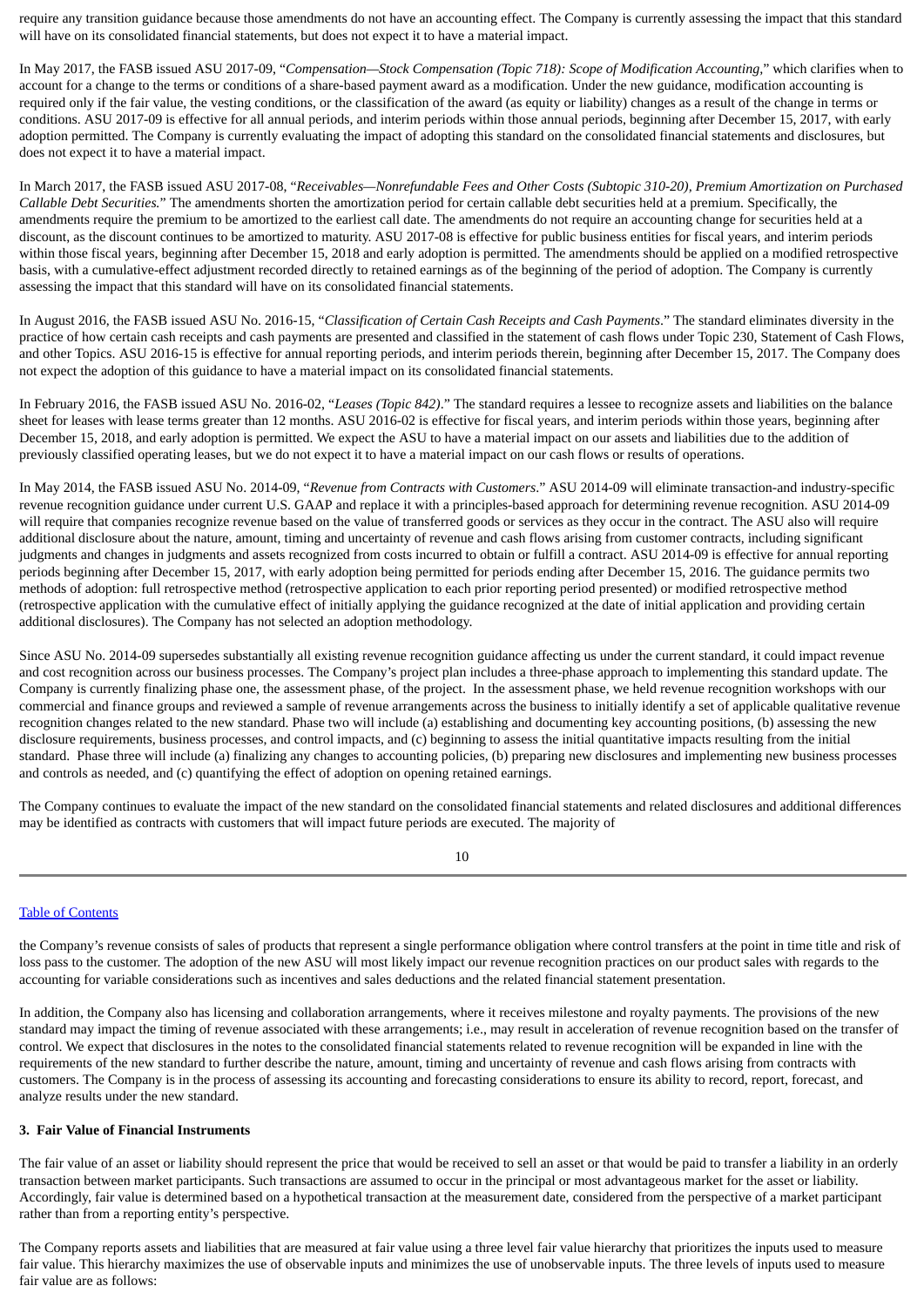require any transition guidance because those amendments do not have an accounting effect. The Company is currently assessing the impact that this standard will have on its consolidated financial statements, but does not expect it to have a material impact.

In May 2017, the FASB issued ASU 2017-09, "*Compensation—Stock Compensation (Topic 718): Scope of Modification Accounting*," which clarifies when to account for a change to the terms or conditions of a share-based payment award as a modification. Under the new guidance, modification accounting is required only if the fair value, the vesting conditions, or the classification of the award (as equity or liability) changes as a result of the change in terms or conditions. ASU 2017-09 is effective for all annual periods, and interim periods within those annual periods, beginning after December 15, 2017, with early adoption permitted. The Company is currently evaluating the impact of adopting this standard on the consolidated financial statements and disclosures, but does not expect it to have a material impact.

In March 2017, the FASB issued ASU 2017-08, "*Receivables—Nonrefundable Fees and Other Costs (Subtopic 310-20), Premium Amortization on Purchased Callable Debt Securities*." The amendments shorten the amortization period for certain callable debt securities held at a premium. Specifically, the amendments require the premium to be amortized to the earliest call date. The amendments do not require an accounting change for securities held at a discount, as the discount continues to be amortized to maturity. ASU 2017-08 is effective for public business entities for fiscal years, and interim periods within those fiscal years, beginning after December 15, 2018 and early adoption is permitted. The amendments should be applied on a modified retrospective basis, with a cumulative-effect adjustment recorded directly to retained earnings as of the beginning of the period of adoption. The Company is currently assessing the impact that this standard will have on its consolidated financial statements.

In August 2016, the FASB issued ASU No. 2016-15, "*Classification of Certain Cash Receipts and Cash Payments*." The standard eliminates diversity in the practice of how certain cash receipts and cash payments are presented and classified in the statement of cash flows under Topic 230, Statement of Cash Flows, and other Topics. ASU 2016-15 is effective for annual reporting periods, and interim periods therein, beginning after December 15, 2017. The Company does not expect the adoption of this guidance to have a material impact on its consolidated financial statements.

In February 2016, the FASB issued ASU No. 2016-02, "*Leases (Topic 842)*." The standard requires a lessee to recognize assets and liabilities on the balance sheet for leases with lease terms greater than 12 months. ASU 2016-02 is effective for fiscal years, and interim periods within those years, beginning after December 15, 2018, and early adoption is permitted. We expect the ASU to have a material impact on our assets and liabilities due to the addition of previously classified operating leases, but we do not expect it to have a material impact on our cash flows or results of operations.

In May 2014, the FASB issued ASU No. 2014-09, "*Revenue from Contracts with Customers*." ASU 2014-09 will eliminate transaction-and industry-specific revenue recognition guidance under current U.S. GAAP and replace it with a principles-based approach for determining revenue recognition. ASU 2014-09 will require that companies recognize revenue based on the value of transferred goods or services as they occur in the contract. The ASU also will require additional disclosure about the nature, amount, timing and uncertainty of revenue and cash flows arising from customer contracts, including significant judgments and changes in judgments and assets recognized from costs incurred to obtain or fulfill a contract. ASU 2014-09 is effective for annual reporting periods beginning after December 15, 2017, with early adoption being permitted for periods ending after December 15, 2016. The guidance permits two methods of adoption: full retrospective method (retrospective application to each prior reporting period presented) or modified retrospective method (retrospective application with the cumulative effect of initially applying the guidance recognized at the date of initial application and providing certain additional disclosures). The Company has not selected an adoption methodology.

Since ASU No. 2014-09 supersedes substantially all existing revenue recognition guidance affecting us under the current standard, it could impact revenue and cost recognition across our business processes. The Company's project plan includes a three-phase approach to implementing this standard update. The Company is currently finalizing phase one, the assessment phase, of the project. In the assessment phase, we held revenue recognition workshops with our commercial and finance groups and reviewed a sample of revenue arrangements across the business to initially identify a set of applicable qualitative revenue recognition changes related to the new standard. Phase two will include (a) establishing and documenting key accounting positions, (b) assessing the new disclosure requirements, business processes, and control impacts, and (c) beginning to assess the initial quantitative impacts resulting from the initial standard. Phase three will include (a) finalizing any changes to accounting policies, (b) preparing new disclosures and implementing new business processes and controls as needed, and (c) quantifying the effect of adoption on opening retained earnings.

The Company continues to evaluate the impact of the new standard on the consolidated financial statements and related disclosures and additional differences may be identified as contracts with customers that will impact future periods are executed. The majority of the Company's revenue consists of sales of products that represent a single performance obligation where control transfers at the point in time title and risk of loss pass to the customer. The adoption of the new ASU will most likely impact our revenue recognition practices on our product sales with regards to the accounting for variable considerations such as incentives and sales deductions and the related financial statement presentation.

In addition, the Company also has licensing and collaboration arrangements, where it receives milestone and royalty payments. The provisions of the new standard may impact the timing of revenue associated with these arrangements; i.e., may result in acceleration of revenue recognition based on the transfer of control. We expect that disclosures in the notes to the consolidated financial statements related to revenue recognition will be expanded in line with the requirements of the new standard to further describe the nature, amount, timing and uncertainty of revenue and cash flows arising from contracts with customers. The Company is in the process of assessing its accounting and forecasting considerations to ensure its ability to record, report, forecast, and analyze results under the new standard.

**3. Fair Value of Financial Instruments**

The fair value of an asset or liability should represent the price that would be received to sell an asset or that would be paid to transfer a liability in an orderly transaction between market participants. Such transactions are assumed to occur in the principal or most advantageous market for the asset or liability. Accordingly, fair value is determined based on a hypothetical transaction at the measurement date, considered from the perspective of a market participant rather than from a reporting entity's perspective.

The Company reports assets and liabilities that are measured at fair value using a three level fair value hierarchy that prioritizes the inputs used to measure fair value. This hierarchy maximizes the use of observable inputs and minimizes the use of unobservable inputs. The three levels of inputs used to measure fair value are as follows: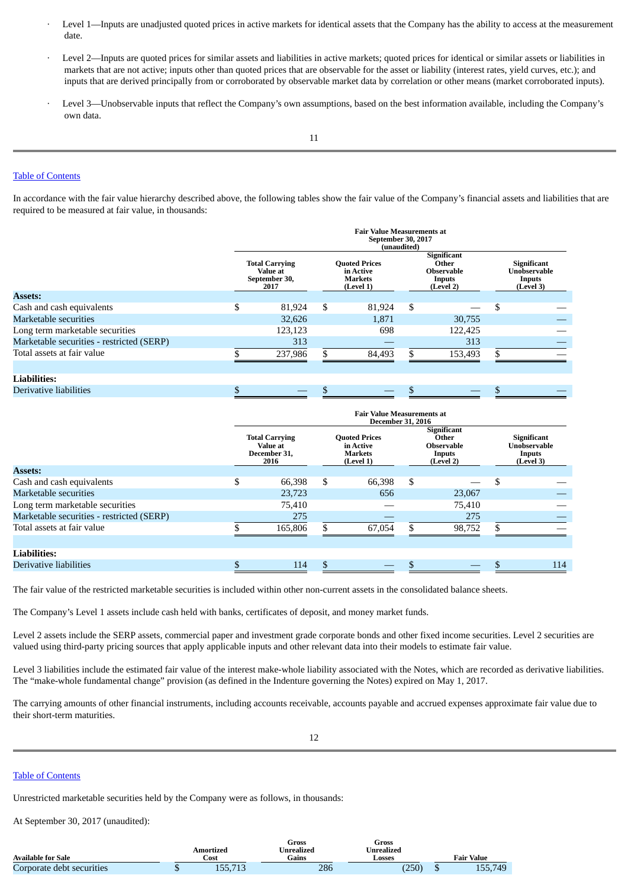- Level 1—Inputs are unadjusted quoted prices in active markets for identical assets that the Company has the ability to access at the measurement date.

- Level 2—Inputs are quoted prices for similar assets and liabilities in active markets; quoted prices for identical or similar assets or liabilities in markets that are not active; inputs other than quoted prices that are observable for the asset or liability (interest rates, yield curves, etc.); and inputs that are derived principally from or corroborated by observable market data by correlation or other means (market corroborated inputs).

- Level 3—Unobservable inputs that reflect the Company's own assumptions, based on the best information available, including the Company's own data.

[Table of Contents](#)

In accordance with the fair value hierarchy described above, the following tables show the fair value of the Company's financial assets and liabilities that are required to be measured at fair value, in thousands:

| | Fair Value Measurements at September 30, 2017 (unaudited) | | | |
|---|---|---|---|---|
| | Total Carrying Value at September 30, 2017 | Quoted Prices in Active Markets (Level 1) | Significant Other Observable Inputs (Level 2) | Significant Unobservable Inputs (Level 3) |
| **Assets:** | | | | |
| Cash and cash equivalents | $ 81,924 | $ 81,924 | $ — | $ — |
| Marketable securities | 32,626 | 1,871 | 30,755 | — |
| Long term marketable securities | 123,123 | 698 | 122,425 | — |
| Marketable securities - restricted (SERP) | 313 | — | 313 | — |
| Total assets at fair value | $ 237,986 | $ 84,493 | $ 153,493 | $ — |
| **Liabilities:** | | | | |
| Derivative liabilities | $ — | $ — | $ — | $ — |

| | Fair Value Measurements at December 31, 2016 | | | |
|---|---|---|---|---|
| | Total Carrying Value at December 31, 2016 | Quoted Prices in Active Markets (Level 1) | Significant Other Observable Inputs (Level 2) | Significant Unobservable Inputs (Level 3) |
| **Assets:** | | | | |
| Cash and cash equivalents | $ 66,398 | $ 66,398 | $ — | $ — |
| Marketable securities | 23,723 | 656 | 23,067 | — |
| Long term marketable securities | 75,410 | — | 75,410 | — |
| Marketable securities - restricted (SERP) | 275 | — | 275 | — |
| Total assets at fair value | $ 165,806 | $ 67,054 | $ 98,752 | $ — |
| **Liabilities:** | | | | |
| Derivative liabilities | $ 114 | $ — | $ — | $ 114 |

The fair value of the restricted marketable securities is included within other non-current assets in the consolidated balance sheets.

The Company's Level 1 assets include cash held with banks, certificates of deposit, and money market funds.

Level 2 assets include the SERP assets, commercial paper and investment grade corporate bonds and other fixed income securities. Level 2 securities are valued using third-party pricing sources that apply applicable inputs and other relevant data into their models to estimate fair value.

Level 3 liabilities include the estimated fair value of the interest make-whole liability associated with the Notes, which are recorded as derivative liabilities. The "make-whole fundamental change" provision (as defined in the Indenture governing the Notes) expired on May 1, 2017.

The carrying amounts of other financial instruments, including accounts receivable, accounts payable and accrued expenses approximate fair value due to their short-term maturities.

[Table of Contents](#)

Unrestricted marketable securities held by the Company were as follows, in thousands:

At September 30, 2017 (unaudited):

| Available for Sale | Amortized Cost | Gross Unrealized Gains | Gross Unrealized Losses | Fair Value |
|---|---|---|---|---|
| Corporate debt securities | $ 155,713 | 286 | (250) | $ 155,749 |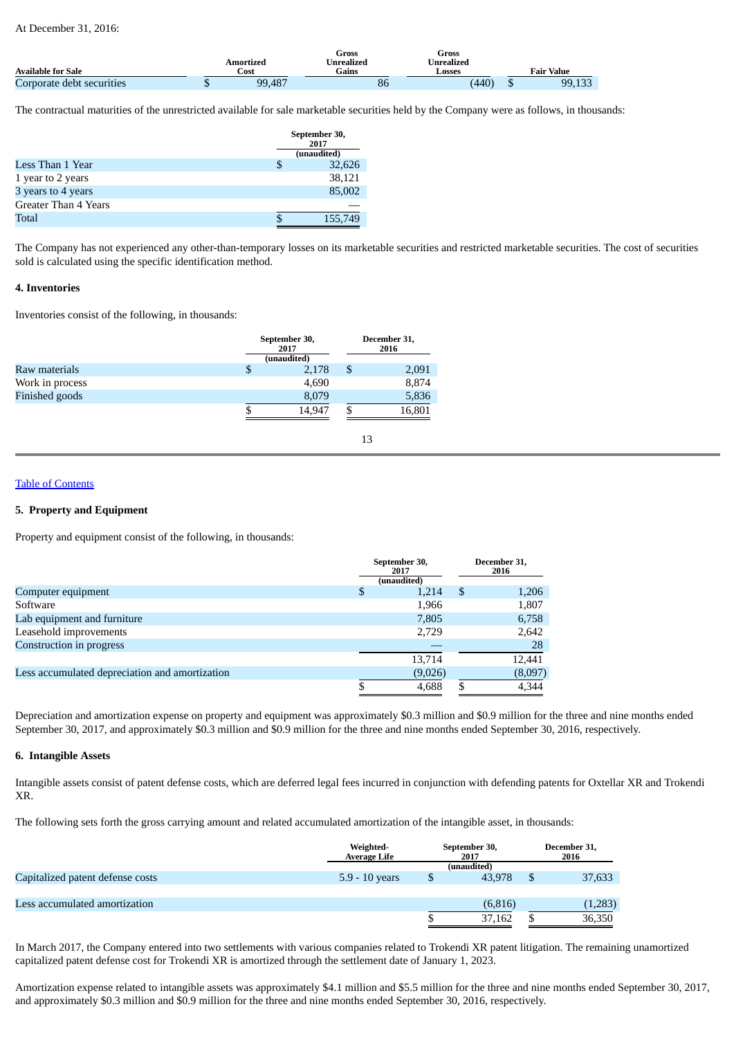At December 31, 2016:

| Available for Sale | Amortized Cost | Gross Unrealized Gains | Gross Unrealized Losses | Fair Value |
|---|---|---|---|---|
| Corporate debt securities | $ 99,487 | 86 | (440) | $ 99,133 |

The contractual maturities of the unrestricted available for sale marketable securities held by the Company were as follows, in thousands:

| | September 30, 2017 (unaudited) |
|---|---|
| Less Than 1 Year | $ 32,626 |
| 1 year to 2 years | 38,121 |
| 3 years to 4 years | 85,002 |
| Greater Than 4 Years | — |
| Total | $ 155,749 |

The Company has not experienced any other-than-temporary losses on its marketable securities and restricted marketable securities. The cost of securities sold is calculated using the specific identification method.

**4. Inventories**

Inventories consist of the following, in thousands:

| | September 30, 2017 (unaudited) | December 31, 2016 |
|---|---|---|
| Raw materials | $ 2,178 | $ 2,091 |
| Work in process | 4,690 | 8,874 |
| Finished goods | 8,079 | 5,836 |
| | $ 14,947 | $ 16,801 |

[Table of Contents](#)

**5. Property and Equipment**

Property and equipment consist of the following, in thousands:

| | September 30, 2017 (unaudited) | December 31, 2016 |
|---|---|---|
| Computer equipment | $ 1,214 | $ 1,206 |
| Software | 1,966 | 1,807 |
| Lab equipment and furniture | 7,805 | 6,758 |
| Leasehold improvements | 2,729 | 2,642 |
| Construction in progress | — | 28 |
| | 13,714 | 12,441 |
| Less accumulated depreciation and amortization | (9,026) | (8,097) |
| | $ 4,688 | $ 4,344 |

Depreciation and amortization expense on property and equipment was approximately $0.3 million and $0.9 million for the three and nine months ended September 30, 2017, and approximately $0.3 million and $0.9 million for the three and nine months ended September 30, 2016, respectively.

**6. Intangible Assets**

Intangible assets consist of patent defense costs, which are deferred legal fees incurred in conjunction with defending patents for Oxtellar XR and Trokendi XR.

The following sets forth the gross carrying amount and related accumulated amortization of the intangible asset, in thousands:

| | Weighted-Average Life | September 30, 2017 (unaudited) | December 31, 2016 |
|---|---|---|---|
| Capitalized patent defense costs | 5.9 - 10 years | $ 43,978 | $ 37,633 |
| Less accumulated amortization | | (6,816) | (1,283) |
| | | $ 37,162 | $ 36,350 |

In March 2017, the Company entered into two settlements with various companies related to Trokendi XR patent litigation. The remaining unamortized capitalized patent defense cost for Trokendi XR is amortized through the settlement date of January 1, 2023.

Amortization expense related to intangible assets was approximately $4.1 million and $5.5 million for the three and nine months ended September 30, 2017, and approximately $0.3 million and $0.9 million for the three and nine months ended September 30, 2016, respectively.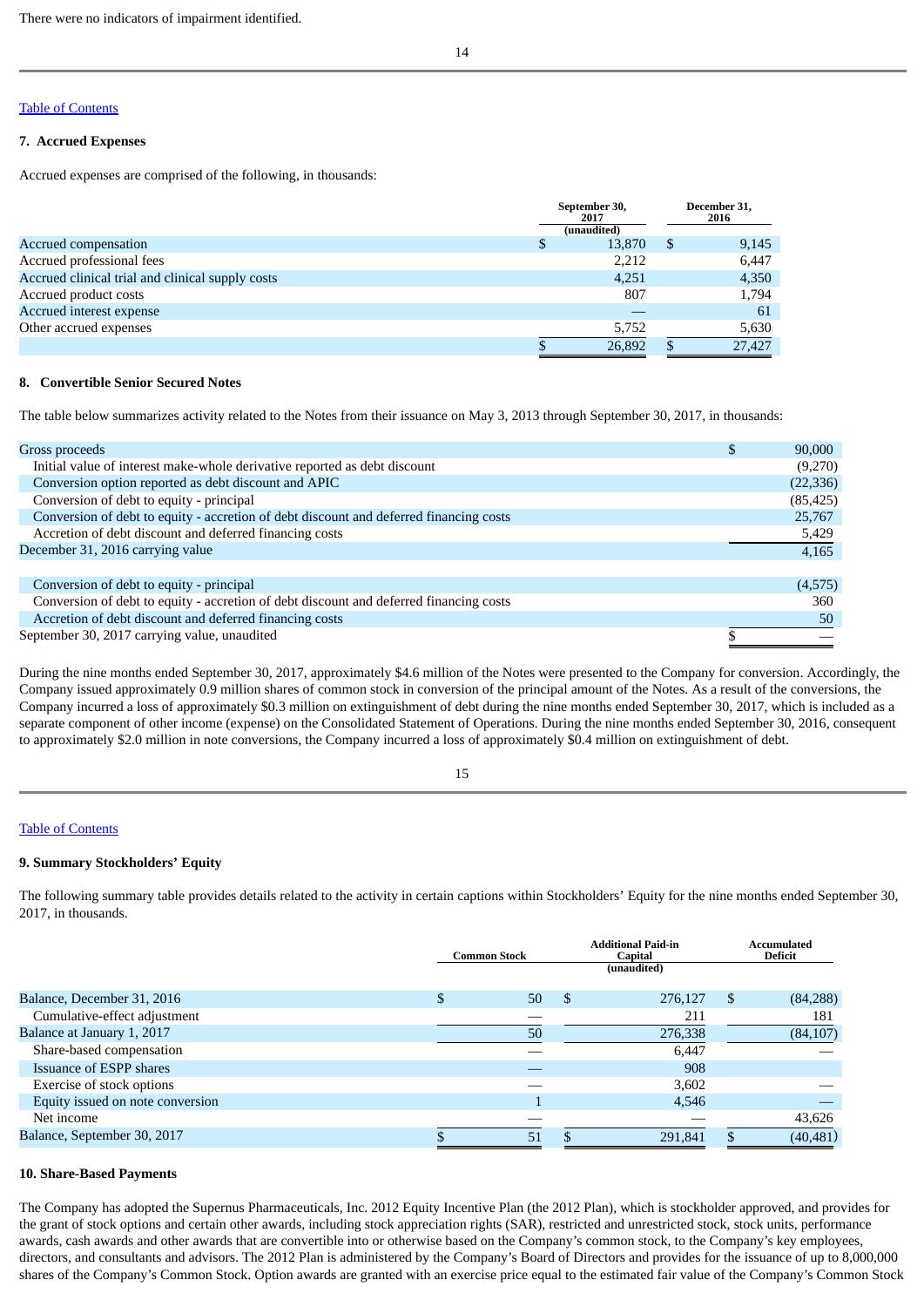There were no indicators of impairment identified.

Table of Contents

### 7. Accrued Expenses

Accrued expenses are comprised of the following, in thousands:

| | September 30, 2017 (unaudited) | December 31, 2016 |
|---|---|---|
| Accrued compensation | $ 13,870 | $ 9,145 |
| Accrued professional fees | 2,212 | 6,447 |
| Accrued clinical trial and clinical supply costs | 4,251 | 4,350 |
| Accrued product costs | 807 | 1,794 |
| Accrued interest expense | — | 61 |
| Other accrued expenses | 5,752 | 5,630 |
| | $ 26,892 | $ 27,427 |

### 8. Convertible Senior Secured Notes

The table below summarizes activity related to the Notes from their issuance on May 3, 2013 through September 30, 2017, in thousands:

| | |
|---|---|
| Gross proceeds | $ 90,000 |
| Initial value of interest make-whole derivative reported as debt discount | (9,270) |
| Conversion option reported as debt discount and APIC | (22,336) |
| Conversion of debt to equity - principal | (85,425) |
| Conversion of debt to equity - accretion of debt discount and deferred financing costs | 25,767 |
| Accretion of debt discount and deferred financing costs | 5,429 |
| December 31, 2016 carrying value | 4,165 |
| | |
| Conversion of debt to equity - principal | (4,575) |
| Conversion of debt to equity - accretion of debt discount and deferred financing costs | 360 |
| Accretion of debt discount and deferred financing costs | 50 |
| September 30, 2017 carrying value, unaudited | $ — |

During the nine months ended September 30, 2017, approximately $4.6 million of the Notes were presented to the Company for conversion. Accordingly, the Company issued approximately 0.9 million shares of common stock in conversion of the principal amount of the Notes. As a result of the conversions, the Company incurred a loss of approximately $0.3 million on extinguishment of debt during the nine months ended September 30, 2017, which is included as a separate component of other income (expense) on the Consolidated Statement of Operations. During the nine months ended September 30, 2016, consequent to approximately $2.0 million in note conversions, the Company incurred a loss of approximately $0.4 million on extinguishment of debt.

Table of Contents

### 9. Summary Stockholders' Equity

The following summary table provides details related to the activity in certain captions within Stockholders' Equity for the nine months ended September 30, 2017, in thousands.

| | Common Stock | Additional Paid-in Capital (unaudited) | Accumulated Deficit |
|---|---|---|---|
| Balance, December 31, 2016 | $ 50 | $ 276,127 | $ (84,288) |
| Cumulative-effect adjustment | — | 211 | 181 |
| Balance at January 1, 2017 | 50 | 276,338 | (84,107) |
| Share-based compensation | — | 6,447 | — |
| Issuance of ESPP shares | — | 908 | |
| Exercise of stock options | — | 3,602 | — |
| Equity issued on note conversion | 1 | 4,546 | — |
| Net income | — | — | 43,626 |
| Balance, September 30, 2017 | $ 51 | $ 291,841 | $ (40,481) |

### 10. Share-Based Payments

The Company has adopted the Supernus Pharmaceuticals, Inc. 2012 Equity Incentive Plan (the 2012 Plan), which is stockholder approved, and provides for the grant of stock options and certain other awards, including stock appreciation rights (SAR), restricted and unrestricted stock, stock units, performance awards, cash awards and other awards that are convertible into or otherwise based on the Company's common stock, to the Company's key employees, directors, and consultants and advisors. The 2012 Plan is administered by the Company's Board of Directors and provides for the issuance of up to 8,000,000 shares of the Company's Common Stock. Option awards are granted with an exercise price equal to the estimated fair value of the Company's Common Stock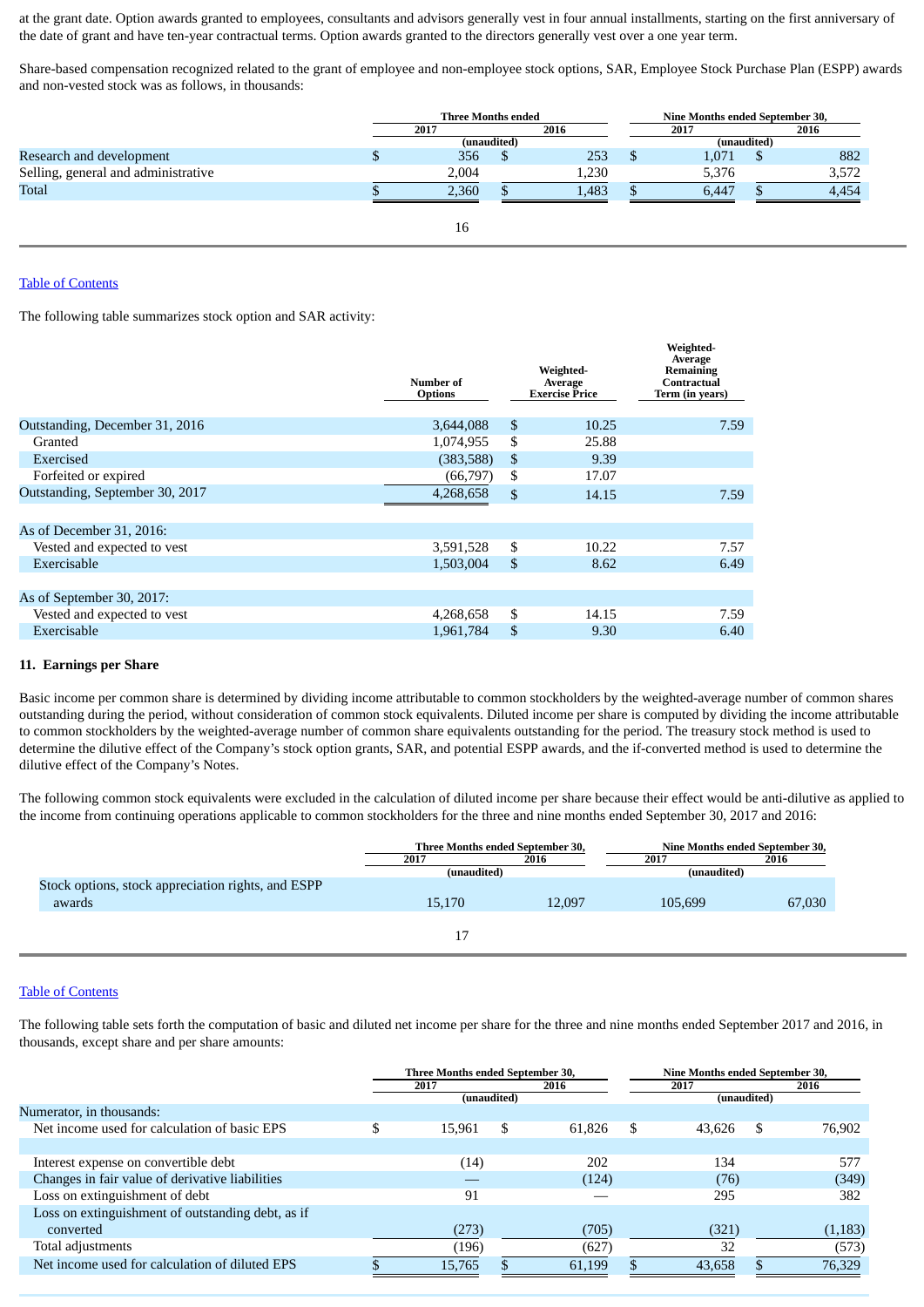at the grant date. Option awards granted to employees, consultants and advisors generally vest in four annual installments, starting on the first anniversary of the date of grant and have ten-year contractual terms. Option awards granted to the directors generally vest over a one year term.

Share-based compensation recognized related to the grant of employee and non-employee stock options, SAR, Employee Stock Purchase Plan (ESPP) awards and non-vested stock was as follows, in thousands:

| | Three Months ended | | Nine Months ended September 30, | |
|---|---|---|---|---|
| | 2017 | 2016 | 2017 | 2016 |
| | (unaudited) | | (unaudited) | |
| Research and development | $ 356 | $ 253 | $ 1,071 | $ 882 |
| Selling, general and administrative | 2,004 | 1,230 | 5,376 | 3,572 |
| Total | $ 2,360 | $ 1,483 | $ 6,447 | $ 4,454 |

[Table of Contents](#)

The following table summarizes stock option and SAR activity:

| | Number of Options | Weighted-Average Exercise Price | Weighted-Average Remaining Contractual Term (in years) |
|---|---|---|---|
| Outstanding, December 31, 2016 | 3,644,088 | $ 10.25 | 7.59 |
| Granted | 1,074,955 | $ 25.88 | |
| Exercised | (383,588) | $ 9.39 | |
| Forfeited or expired | (66,797) | $ 17.07 | |
| Outstanding, September 30, 2017 | 4,268,658 | $ 14.15 | 7.59 |
| | | | |
| As of December 31, 2016: | | | |
| Vested and expected to vest | 3,591,528 | $ 10.22 | 7.57 |
| Exercisable | 1,503,004 | $ 8.62 | 6.49 |
| | | | |
| As of September 30, 2017: | | | |
| Vested and expected to vest | 4,268,658 | $ 14.15 | 7.59 |
| Exercisable | 1,961,784 | $ 9.30 | 6.40 |

**11. Earnings per Share**

Basic income per common share is determined by dividing income attributable to common stockholders by the weighted-average number of common shares outstanding during the period, without consideration of common stock equivalents. Diluted income per share is computed by dividing the income attributable to common stockholders by the weighted-average number of common share equivalents outstanding for the period. The treasury stock method is used to determine the dilutive effect of the Company's stock option grants, SAR, and potential ESPP awards, and the if-converted method is used to determine the dilutive effect of the Company's Notes.

The following common stock equivalents were excluded in the calculation of diluted income per share because their effect would be anti-dilutive as applied to the income from continuing operations applicable to common stockholders for the three and nine months ended September 30, 2017 and 2016:

| | Three Months ended September 30, | | Nine Months ended September 30, | |
|---|---|---|---|---|
| | 2017 | 2016 | 2017 | 2016 |
| | (unaudited) | | (unaudited) | |
| Stock options, stock appreciation rights, and ESPP awards | 15,170 | 12,097 | 105,699 | 67,030 |

[Table of Contents](#)

The following table sets forth the computation of basic and diluted net income per share for the three and nine months ended September 2017 and 2016, in thousands, except share and per share amounts:

| | Three Months ended September 30, | | Nine Months ended September 30, | |
|---|---|---|---|---|
| | 2017 | 2016 | 2017 | 2016 |
| | (unaudited) | | (unaudited) | |
| Numerator, in thousands: | | | | |
| Net income used for calculation of basic EPS | $ 15,961 | $ 61,826 | $ 43,626 | $ 76,902 |
| | | | | |
| Interest expense on convertible debt | (14) | 202 | 134 | 577 |
| Changes in fair value of derivative liabilities | — | (124) | (76) | (349) |
| Loss on extinguishment of debt | 91 | — | 295 | 382 |
| Loss on extinguishment of outstanding debt, as if converted | (273) | (705) | (321) | (1,183) |
| Total adjustments | (196) | (627) | 32 | (573) |
| Net income used for calculation of diluted EPS | $ 15,765 | $ 61,199 | $ 43,658 | $ 76,329 |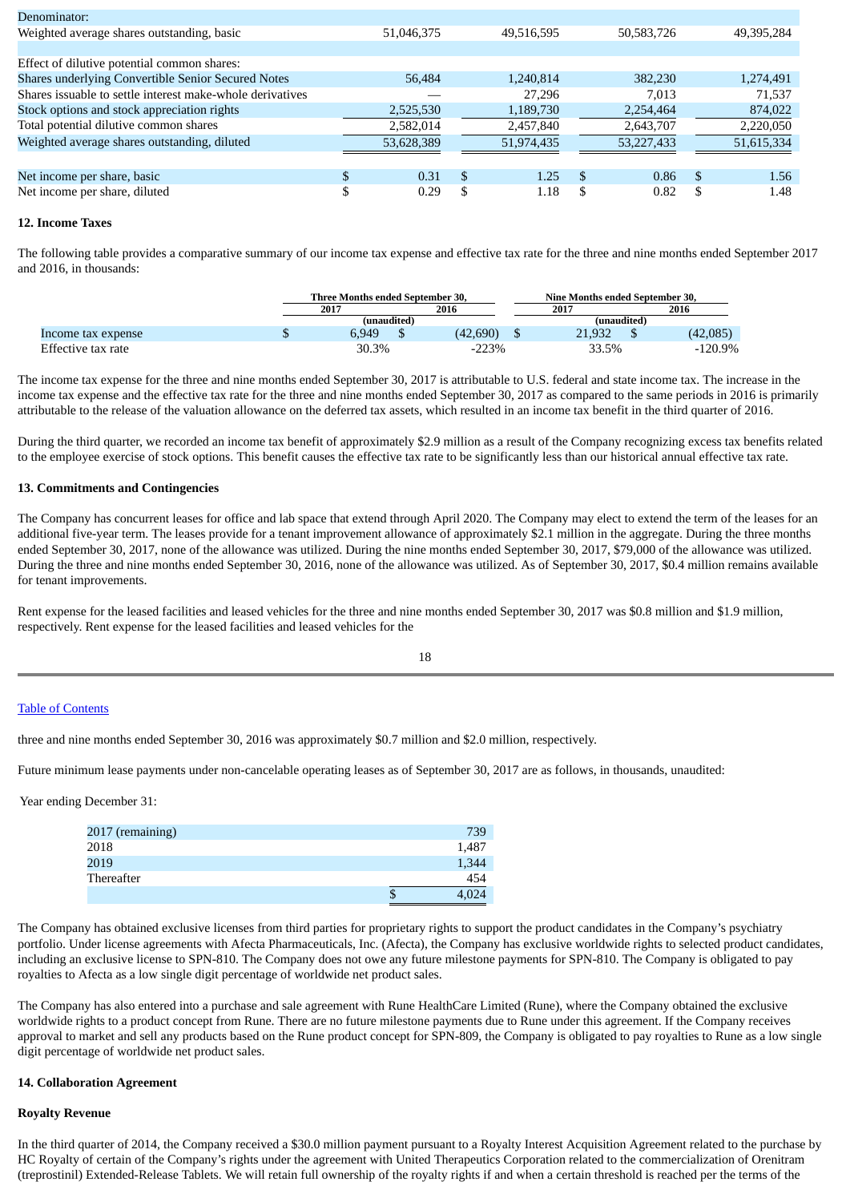| | | | | |
|---|---|---|---|---|
| Denominator: | | | | |
| Weighted average shares outstanding, basic | 51,046,375 | 49,516,595 | 50,583,726 | 49,395,284 |
| | | | | |
| Effect of dilutive potential common shares: | | | | |
| Shares underlying Convertible Senior Secured Notes | 56,484 | 1,240,814 | 382,230 | 1,274,491 |
| Shares issuable to settle interest make-whole derivatives | — | 27,296 | 7,013 | 71,537 |
| Stock options and stock appreciation rights | 2,525,530 | 1,189,730 | 2,254,464 | 874,022 |
| Total potential dilutive common shares | 2,582,014 | 2,457,840 | 2,643,707 | 2,220,050 |
| Weighted average shares outstanding, diluted | 53,628,389 | 51,974,435 | 53,227,433 | 51,615,334 |
| | | | | |
| Net income per share, basic | $ 0.31 | $ 1.25 | $ 0.86 | $ 1.56 |
| Net income per share, diluted | $ 0.29 | $ 1.18 | $ 0.82 | $ 1.48 |

**12. Income Taxes**

The following table provides a comparative summary of our income tax expense and effective tax rate for the three and nine months ended September 2017 and 2016, in thousands:

| | Three Months ended September 30, | | Nine Months ended September 30, | |
|---|---|---|---|---|
| | 2017 | 2016 | 2017 | 2016 |
| | (unaudited) | | (unaudited) | |
| Income tax expense | $ 6,949 | $ (42,690) | $ 21,932 | $ (42,085) |
| Effective tax rate | 30.3% | -223% | 33.5% | -120.9% |

The income tax expense for the three and nine months ended September 30, 2017 is attributable to U.S. federal and state income tax. The increase in the income tax expense and the effective tax rate for the three and nine months ended September 30, 2017 as compared to the same periods in 2016 is primarily attributable to the release of the valuation allowance on the deferred tax assets, which resulted in an income tax benefit in the third quarter of 2016.

During the third quarter, we recorded an income tax benefit of approximately $2.9 million as a result of the Company recognizing excess tax benefits related to the employee exercise of stock options. This benefit causes the effective tax rate to be significantly less than our historical annual effective tax rate.

**13. Commitments and Contingencies**

The Company has concurrent leases for office and lab space that extend through April 2020. The Company may elect to extend the term of the leases for an additional five-year term. The leases provide for a tenant improvement allowance of approximately $2.1 million in the aggregate. During the three months ended September 30, 2017, none of the allowance was utilized. During the nine months ended September 30, 2017, $79,000 of the allowance was utilized. During the three and nine months ended September 30, 2016, none of the allowance was utilized. As of September 30, 2017, $0.4 million remains available for tenant improvements.

Rent expense for the leased facilities and leased vehicles for the three and nine months ended September 30, 2017 was $0.8 million and $1.9 million, respectively. Rent expense for the leased facilities and leased vehicles for the three and nine months ended September 30, 2016 was approximately $0.7 million and $2.0 million, respectively.

Future minimum lease payments under non-cancelable operating leases as of September 30, 2017 are as follows, in thousands, unaudited:

Year ending December 31:

| | |
|---|---|
| 2017 (remaining) | 739 |
| 2018 | 1,487 |
| 2019 | 1,344 |
| Thereafter | 454 |
| | $ 4,024 |

The Company has obtained exclusive licenses from third parties for proprietary rights to support the product candidates in the Company's psychiatry portfolio. Under license agreements with Afecta Pharmaceuticals, Inc. (Afecta), the Company has exclusive worldwide rights to selected product candidates, including an exclusive license to SPN-810. The Company does not owe any future milestone payments for SPN-810. The Company is obligated to pay royalties to Afecta as a low single digit percentage of worldwide net product sales.

The Company has also entered into a purchase and sale agreement with Rune HealthCare Limited (Rune), where the Company obtained the exclusive worldwide rights to a product concept from Rune. There are no future milestone payments due to Rune under this agreement. If the Company receives approval to market and sell any products based on the Rune product concept for SPN-809, the Company is obligated to pay royalties to Rune as a low single digit percentage of worldwide net product sales.

**14. Collaboration Agreement**

**Royalty Revenue**

In the third quarter of 2014, the Company received a $30.0 million payment pursuant to a Royalty Interest Acquisition Agreement related to the purchase by HC Royalty of certain of the Company's rights under the agreement with United Therapeutics Corporation related to the commercialization of Orenitram (treprostinil) Extended-Release Tablets. We will retain full ownership of the royalty rights if and when a certain threshold is reached per the terms of the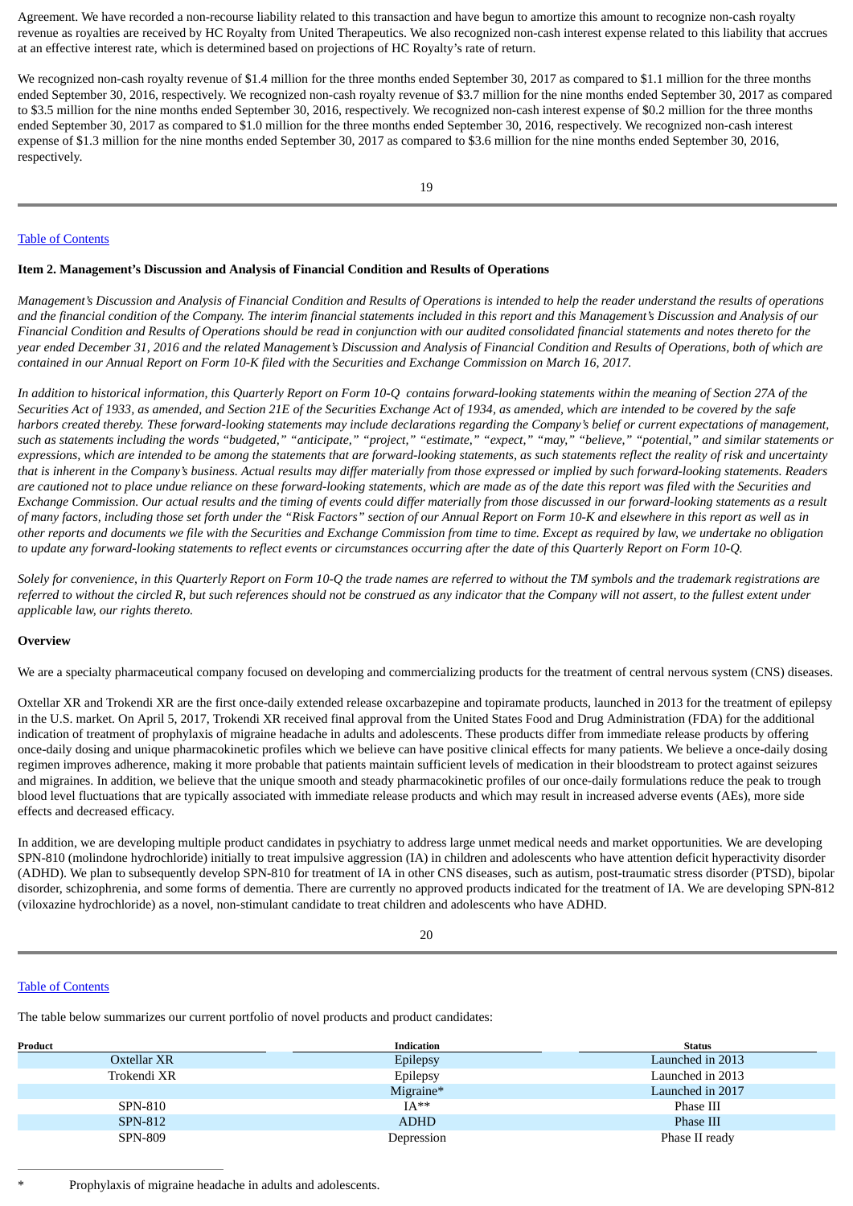Agreement. We have recorded a non-recourse liability related to this transaction and have begun to amortize this amount to recognize non-cash royalty revenue as royalties are received by HC Royalty from United Therapeutics. We also recognized non-cash interest expense related to this liability that accrues at an effective interest rate, which is determined based on projections of HC Royalty's rate of return.

We recognized non-cash royalty revenue of $1.4 million for the three months ended September 30, 2017 as compared to $1.1 million for the three months ended September 30, 2016, respectively. We recognized non-cash royalty revenue of $3.7 million for the nine months ended September 30, 2017 as compared to $3.5 million for the nine months ended September 30, 2016, respectively. We recognized non-cash interest expense of $0.2 million for the three months ended September 30, 2017 as compared to $1.0 million for the three months ended September 30, 2016, respectively. We recognized non-cash interest expense of $1.3 million for the nine months ended September 30, 2017 as compared to $3.6 million for the nine months ended September 30, 2016, respectively.

Table of Contents

## Item 2. Management's Discussion and Analysis of Financial Condition and Results of Operations

*Management's Discussion and Analysis of Financial Condition and Results of Operations is intended to help the reader understand the results of operations and the financial condition of the Company. The interim financial statements included in this report and this Management's Discussion and Analysis of our Financial Condition and Results of Operations should be read in conjunction with our audited consolidated financial statements and notes thereto for the year ended December 31, 2016 and the related Management's Discussion and Analysis of Financial Condition and Results of Operations, both of which are contained in our Annual Report on Form 10-K filed with the Securities and Exchange Commission on March 16, 2017.*

*In addition to historical information, this Quarterly Report on Form 10-Q contains forward-looking statements within the meaning of Section 27A of the Securities Act of 1933, as amended, and Section 21E of the Securities Exchange Act of 1934, as amended, which are intended to be covered by the safe harbors created thereby. These forward-looking statements may include declarations regarding the Company's belief or current expectations of management, such as statements including the words "budgeted," "anticipate," "project," "estimate," "expect," "may," "believe," "potential," and similar statements or expressions, which are intended to be among the statements that are forward-looking statements, as such statements reflect the reality of risk and uncertainty that is inherent in the Company's business. Actual results may differ materially from those expressed or implied by such forward-looking statements. Readers are cautioned not to place undue reliance on these forward-looking statements, which are made as of the date this report was filed with the Securities and Exchange Commission. Our actual results and the timing of events could differ materially from those discussed in our forward-looking statements as a result of many factors, including those set forth under the "Risk Factors" section of our Annual Report on Form 10-K and elsewhere in this report as well as in other reports and documents we file with the Securities and Exchange Commission from time to time. Except as required by law, we undertake no obligation to update any forward-looking statements to reflect events or circumstances occurring after the date of this Quarterly Report on Form 10-Q.*

*Solely for convenience, in this Quarterly Report on Form 10-Q the trade names are referred to without the TM symbols and the trademark registrations are referred to without the circled R, but such references should not be construed as any indicator that the Company will not assert, to the fullest extent under applicable law, our rights thereto.*

### Overview

We are a specialty pharmaceutical company focused on developing and commercializing products for the treatment of central nervous system (CNS) diseases.

Oxtellar XR and Trokendi XR are the first once-daily extended release oxcarbazepine and topiramate products, launched in 2013 for the treatment of epilepsy in the U.S. market. On April 5, 2017, Trokendi XR received final approval from the United States Food and Drug Administration (FDA) for the additional indication of treatment of prophylaxis of migraine headache in adults and adolescents. These products differ from immediate release products by offering once-daily dosing and unique pharmacokinetic profiles which we believe can have positive clinical effects for many patients. We believe a once-daily dosing regimen improves adherence, making it more probable that patients maintain sufficient levels of medication in their bloodstream to protect against seizures and migraines. In addition, we believe that the unique smooth and steady pharmacokinetic profiles of our once-daily formulations reduce the peak to trough blood level fluctuations that are typically associated with immediate release products and which may result in increased adverse events (AEs), more side effects and decreased efficacy.

In addition, we are developing multiple product candidates in psychiatry to address large unmet medical needs and market opportunities. We are developing SPN-810 (molindone hydrochloride) initially to treat impulsive aggression (IA) in children and adolescents who have attention deficit hyperactivity disorder (ADHD). We plan to subsequently develop SPN-810 for treatment of IA in other CNS diseases, such as autism, post-traumatic stress disorder (PTSD), bipolar disorder, schizophrenia, and some forms of dementia. There are currently no approved products indicated for the treatment of IA. We are developing SPN-812 (viloxazine hydrochloride) as a novel, non-stimulant candidate to treat children and adolescents who have ADHD.

Table of Contents

The table below summarizes our current portfolio of novel products and product candidates:

| Product | Indication | Status |
|---|---|---|
| Oxtellar XR | Epilepsy | Launched in 2013 |
| Trokendi XR | Epilepsy | Launched in 2013 |
| | Migraine* | Launched in 2017 |
| SPN-810 | IA** | Phase III |
| SPN-812 | ADHD | Phase III |
| SPN-809 | Depression | Phase II ready |

\* Prophylaxis of migraine headache in adults and adolescents.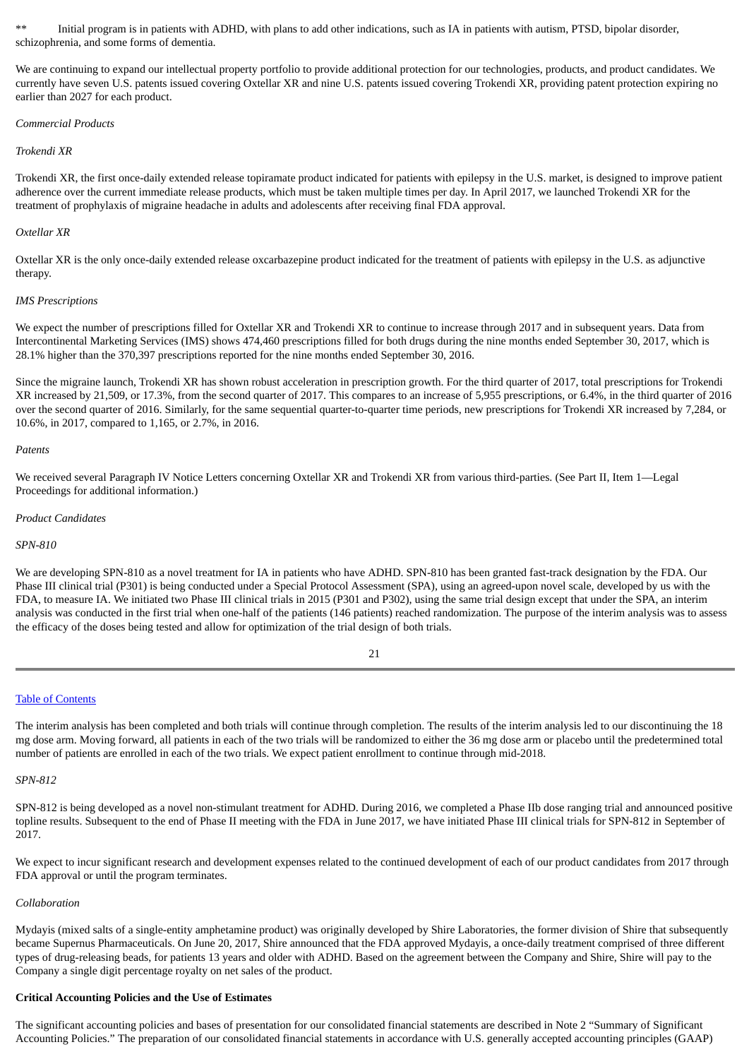** Initial program is in patients with ADHD, with plans to add other indications, such as IA in patients with autism, PTSD, bipolar disorder, schizophrenia, and some forms of dementia.

We are continuing to expand our intellectual property portfolio to provide additional protection for our technologies, products, and product candidates. We currently have seven U.S. patents issued covering Oxtellar XR and nine U.S. patents issued covering Trokendi XR, providing patent protection expiring no earlier than 2027 for each product.

*Commercial Products*

*Trokendi XR*

Trokendi XR, the first once-daily extended release topiramate product indicated for patients with epilepsy in the U.S. market, is designed to improve patient adherence over the current immediate release products, which must be taken multiple times per day. In April 2017, we launched Trokendi XR for the treatment of prophylaxis of migraine headache in adults and adolescents after receiving final FDA approval.

*Oxtellar XR*

Oxtellar XR is the only once-daily extended release oxcarbazepine product indicated for the treatment of patients with epilepsy in the U.S. as adjunctive therapy.

*IMS Prescriptions*

We expect the number of prescriptions filled for Oxtellar XR and Trokendi XR to continue to increase through 2017 and in subsequent years. Data from Intercontinental Marketing Services (IMS) shows 474,460 prescriptions filled for both drugs during the nine months ended September 30, 2017, which is 28.1% higher than the 370,397 prescriptions reported for the nine months ended September 30, 2016.

Since the migraine launch, Trokendi XR has shown robust acceleration in prescription growth. For the third quarter of 2017, total prescriptions for Trokendi XR increased by 21,509, or 17.3%, from the second quarter of 2017. This compares to an increase of 5,955 prescriptions, or 6.4%, in the third quarter of 2016 over the second quarter of 2016. Similarly, for the same sequential quarter-to-quarter time periods, new prescriptions for Trokendi XR increased by 7,284, or 10.6%, in 2017, compared to 1,165, or 2.7%, in 2016.

*Patents*

We received several Paragraph IV Notice Letters concerning Oxtellar XR and Trokendi XR from various third-parties. (See Part II, Item 1—Legal Proceedings for additional information.)

*Product Candidates*

*SPN-810*

We are developing SPN-810 as a novel treatment for IA in patients who have ADHD. SPN-810 has been granted fast-track designation by the FDA. Our Phase III clinical trial (P301) is being conducted under a Special Protocol Assessment (SPA), using an agreed-upon novel scale, developed by us with the FDA, to measure IA. We initiated two Phase III clinical trials in 2015 (P301 and P302), using the same trial design except that under the SPA, an interim analysis was conducted in the first trial when one-half of the patients (146 patients) reached randomization. The purpose of the interim analysis was to assess the efficacy of the doses being tested and allow for optimization of the trial design of both trials.

The interim analysis has been completed and both trials will continue through completion. The results of the interim analysis led to our discontinuing the 18 mg dose arm. Moving forward, all patients in each of the two trials will be randomized to either the 36 mg dose arm or placebo until the predetermined total number of patients are enrolled in each of the two trials. We expect patient enrollment to continue through mid-2018.

*SPN-812*

SPN-812 is being developed as a novel non-stimulant treatment for ADHD. During 2016, we completed a Phase IIb dose ranging trial and announced positive topline results. Subsequent to the end of Phase II meeting with the FDA in June 2017, we have initiated Phase III clinical trials for SPN-812 in September of 2017.

We expect to incur significant research and development expenses related to the continued development of each of our product candidates from 2017 through FDA approval or until the program terminates.

*Collaboration*

Mydayis (mixed salts of a single-entity amphetamine product) was originally developed by Shire Laboratories, the former division of Shire that subsequently became Supernus Pharmaceuticals. On June 20, 2017, Shire announced that the FDA approved Mydayis, a once-daily treatment comprised of three different types of drug-releasing beads, for patients 13 years and older with ADHD. Based on the agreement between the Company and Shire, Shire will pay to the Company a single digit percentage royalty on net sales of the product.

**Critical Accounting Policies and the Use of Estimates**

The significant accounting policies and bases of presentation for our consolidated financial statements are described in Note 2 "Summary of Significant Accounting Policies." The preparation of our consolidated financial statements in accordance with U.S. generally accepted accounting principles (GAAP)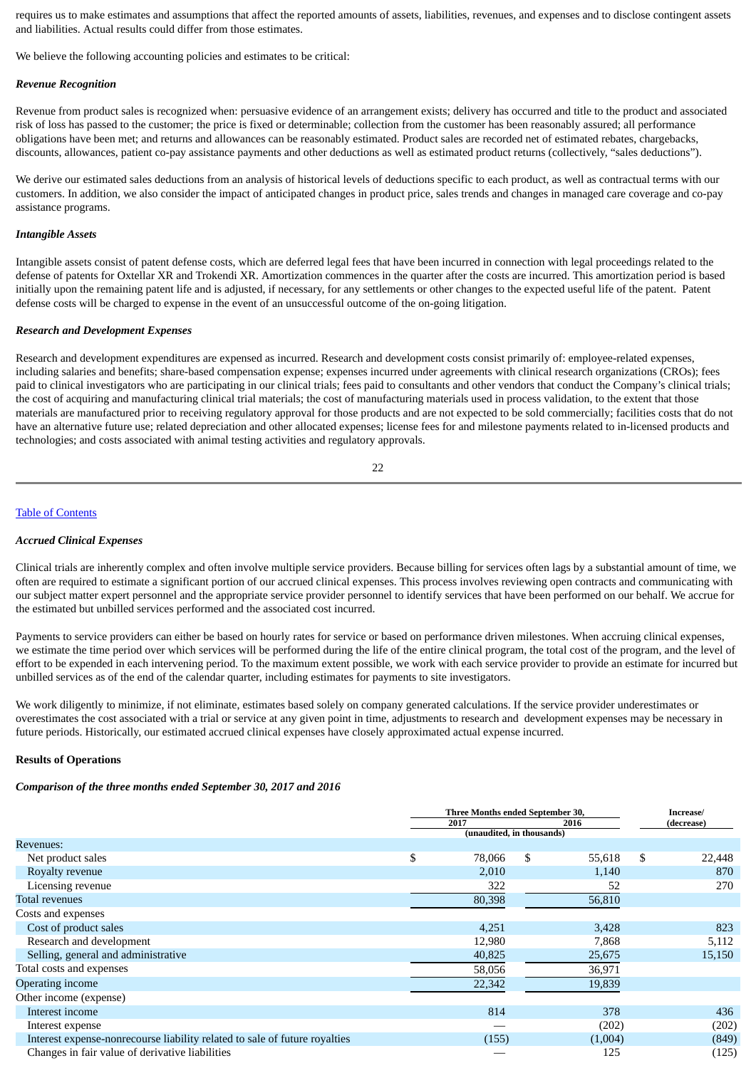requires us to make estimates and assumptions that affect the reported amounts of assets, liabilities, revenues, and expenses and to disclose contingent assets and liabilities. Actual results could differ from those estimates.

We believe the following accounting policies and estimates to be critical:

***Revenue Recognition***

Revenue from product sales is recognized when: persuasive evidence of an arrangement exists; delivery has occurred and title to the product and associated risk of loss has passed to the customer; the price is fixed or determinable; collection from the customer has been reasonably assured; all performance obligations have been met; and returns and allowances can be reasonably estimated. Product sales are recorded net of estimated rebates, chargebacks, discounts, allowances, patient co-pay assistance payments and other deductions as well as estimated product returns (collectively, "sales deductions").

We derive our estimated sales deductions from an analysis of historical levels of deductions specific to each product, as well as contractual terms with our customers. In addition, we also consider the impact of anticipated changes in product price, sales trends and changes in managed care coverage and co-pay assistance programs.

***Intangible Assets***

Intangible assets consist of patent defense costs, which are deferred legal fees that have been incurred in connection with legal proceedings related to the defense of patents for Oxtellar XR and Trokendi XR. Amortization commences in the quarter after the costs are incurred. This amortization period is based initially upon the remaining patent life and is adjusted, if necessary, for any settlements or other changes to the expected useful life of the patent. Patent defense costs will be charged to expense in the event of an unsuccessful outcome of the on-going litigation.

***Research and Development Expenses***

Research and development expenditures are expensed as incurred. Research and development costs consist primarily of: employee-related expenses, including salaries and benefits; share-based compensation expense; expenses incurred under agreements with clinical research organizations (CROs); fees paid to clinical investigators who are participating in our clinical trials; fees paid to consultants and other vendors that conduct the Company's clinical trials; the cost of acquiring and manufacturing clinical trial materials; the cost of manufacturing materials used in process validation, to the extent that those materials are manufactured prior to receiving regulatory approval for those products and are not expected to be sold commercially; facilities costs that do not have an alternative future use; related depreciation and other allocated expenses; license fees for and milestone payments related to in-licensed products and technologies; and costs associated with animal testing activities and regulatory approvals.

***Accrued Clinical Expenses***

Clinical trials are inherently complex and often involve multiple service providers. Because billing for services often lags by a substantial amount of time, we often are required to estimate a significant portion of our accrued clinical expenses. This process involves reviewing open contracts and communicating with our subject matter expert personnel and the appropriate service provider personnel to identify services that have been performed on our behalf. We accrue for the estimated but unbilled services performed and the associated cost incurred.

Payments to service providers can either be based on hourly rates for service or based on performance driven milestones. When accruing clinical expenses, we estimate the time period over which services will be performed during the life of the entire clinical program, the total cost of the program, and the level of effort to be expended in each intervening period. To the maximum extent possible, we work with each service provider to provide an estimate for incurred but unbilled services as of the end of the calendar quarter, including estimates for payments to site investigators.

We work diligently to minimize, if not eliminate, estimates based solely on company generated calculations. If the service provider underestimates or overestimates the cost associated with a trial or service at any given point in time, adjustments to research and development expenses may be necessary in future periods. Historically, our estimated accrued clinical expenses have closely approximated actual expense incurred.

**Results of Operations**

***Comparison of the three months ended September 30, 2017 and 2016***

| | Three Months ended September 30, 2017 | 2016 | Increase/ (decrease) |
|---|---|---|---|
| | (unaudited, in thousands) | | |
| Revenues: | | | |
| Net product sales | $ 78,066 | $ 55,618 | $ 22,448 |
| Royalty revenue | 2,010 | 1,140 | 870 |
| Licensing revenue | 322 | 52 | 270 |
| Total revenues | 80,398 | 56,810 | |
| Costs and expenses | | | |
| Cost of product sales | 4,251 | 3,428 | 823 |
| Research and development | 12,980 | 7,868 | 5,112 |
| Selling, general and administrative | 40,825 | 25,675 | 15,150 |
| Total costs and expenses | 58,056 | 36,971 | |
| Operating income | 22,342 | 19,839 | |
| Other income (expense) | | | |
| Interest income | 814 | 378 | 436 |
| Interest expense | — | (202) | (202) |
| Interest expense-nonrecourse liability related to sale of future royalties | (155) | (1,004) | (849) |
| Changes in fair value of derivative liabilities | — | 125 | (125) |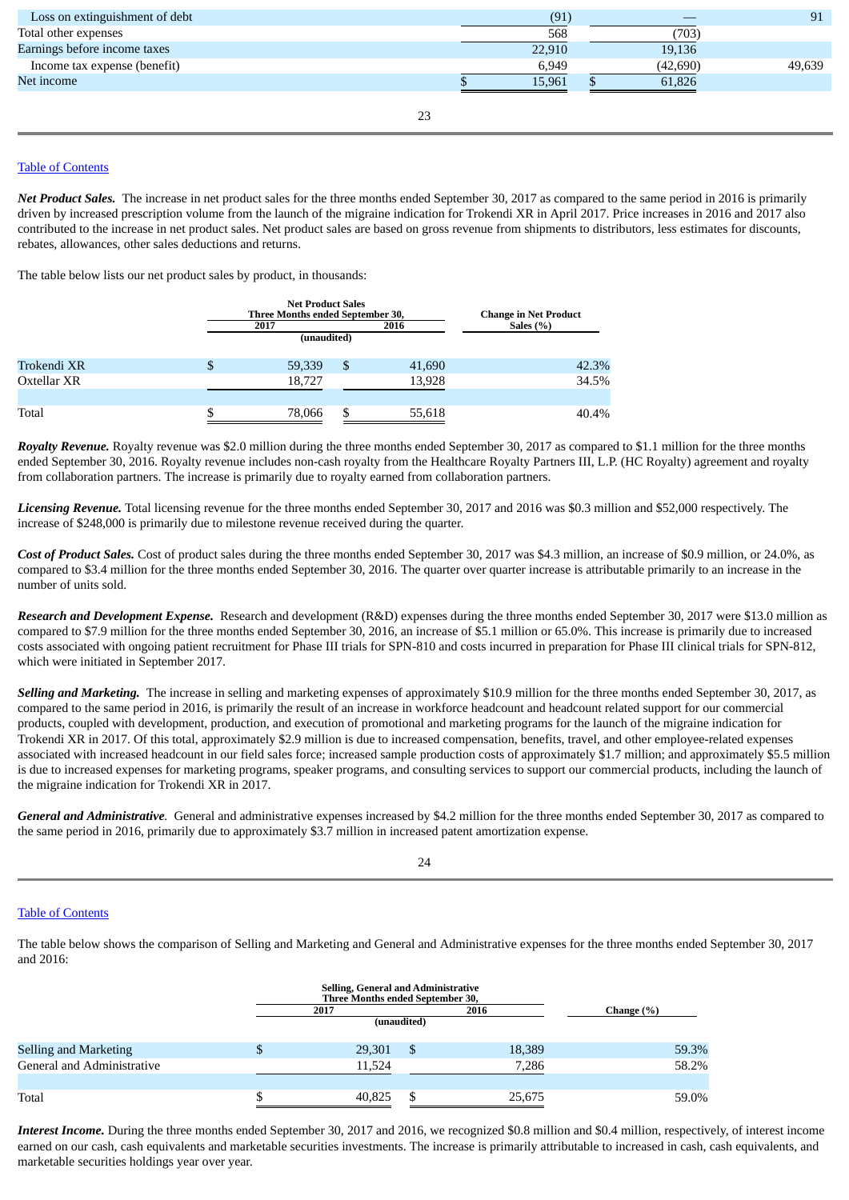| | | | |
|---|---|---|---|
| Loss on extinguishment of debt | (91) | — | 91 |
| Total other expenses | 568 | (703) | |
| Earnings before income taxes | 22,910 | 19,136 | |
| Income tax expense (benefit) | 6,949 | (42,690) | 49,639 |
| Net income | $ 15,961 | $ 61,826 | |

***Net Product Sales.*** The increase in net product sales for the three months ended September 30, 2017 as compared to the same period in 2016 is primarily driven by increased prescription volume from the launch of the migraine indication for Trokendi XR in April 2017. Price increases in 2016 and 2017 also contributed to the increase in net product sales. Net product sales are based on gross revenue from shipments to distributors, less estimates for discounts, rebates, allowances, other sales deductions and returns.

The table below lists our net product sales by product, in thousands:

| | Net Product Sales Three Months ended September 30, | | Change in Net Product Sales (%) |
|---|---|---|---|
| | 2017 | 2016 | |
| | (unaudited) | | |
| Trokendi XR | $ 59,339 | $ 41,690 | 42.3% |
| Oxtellar XR | 18,727 | 13,928 | 34.5% |
| Total | $ 78,066 | $ 55,618 | 40.4% |

***Royalty Revenue.*** Royalty revenue was $2.0 million during the three months ended September 30, 2017 as compared to $1.1 million for the three months ended September 30, 2016. Royalty revenue includes non-cash royalty from the Healthcare Royalty Partners III, L.P. (HC Royalty) agreement and royalty from collaboration partners. The increase is primarily due to royalty earned from collaboration partners.

***Licensing Revenue.*** Total licensing revenue for the three months ended September 30, 2017 and 2016 was $0.3 million and $52,000 respectively. The increase of $248,000 is primarily due to milestone revenue received during the quarter.

***Cost of Product Sales.*** Cost of product sales during the three months ended September 30, 2017 was $4.3 million, an increase of $0.9 million, or 24.0%, as compared to $3.4 million for the three months ended September 30, 2016. The quarter over quarter increase is attributable primarily to an increase in the number of units sold.

***Research and Development Expense.*** Research and development (R&D) expenses during the three months ended September 30, 2017 were $13.0 million as compared to $7.9 million for the three months ended September 30, 2016, an increase of $5.1 million or 65.0%. This increase is primarily due to increased costs associated with ongoing patient recruitment for Phase III trials for SPN-810 and costs incurred in preparation for Phase III clinical trials for SPN-812, which were initiated in September 2017.

***Selling and Marketing.*** The increase in selling and marketing expenses of approximately $10.9 million for the three months ended September 30, 2017, as compared to the same period in 2016, is primarily the result of an increase in workforce headcount and headcount related support for our commercial products, coupled with development, production, and execution of promotional and marketing programs for the launch of the migraine indication for Trokendi XR in 2017. Of this total, approximately $2.9 million is due to increased compensation, benefits, travel, and other employee-related expenses associated with increased headcount in our field sales force; increased sample production costs of approximately $1.7 million; and approximately $5.5 million is due to increased expenses for marketing programs, speaker programs, and consulting services to support our commercial products, including the launch of the migraine indication for Trokendi XR in 2017.

***General and Administrative.*** General and administrative expenses increased by $4.2 million for the three months ended September 30, 2017 as compared to the same period in 2016, primarily due to approximately $3.7 million in increased patent amortization expense.

The table below shows the comparison of Selling and Marketing and General and Administrative expenses for the three months ended September 30, 2017 and 2016:

| | Selling, General and Administrative Three Months ended September 30, | | Change (%) |
|---|---|---|---|
| | 2017 | 2016 | |
| | (unaudited) | | |
| Selling and Marketing | $ 29,301 | $ 18,389 | 59.3% |
| General and Administrative | 11,524 | 7,286 | 58.2% |
| Total | $ 40,825 | $ 25,675 | 59.0% |

***Interest Income.*** During the three months ended September 30, 2017 and 2016, we recognized $0.8 million and $0.4 million, respectively, of interest income earned on our cash, cash equivalents and marketable securities investments. The increase is primarily attributable to increased in cash, cash equivalents, and marketable securities holdings year over year.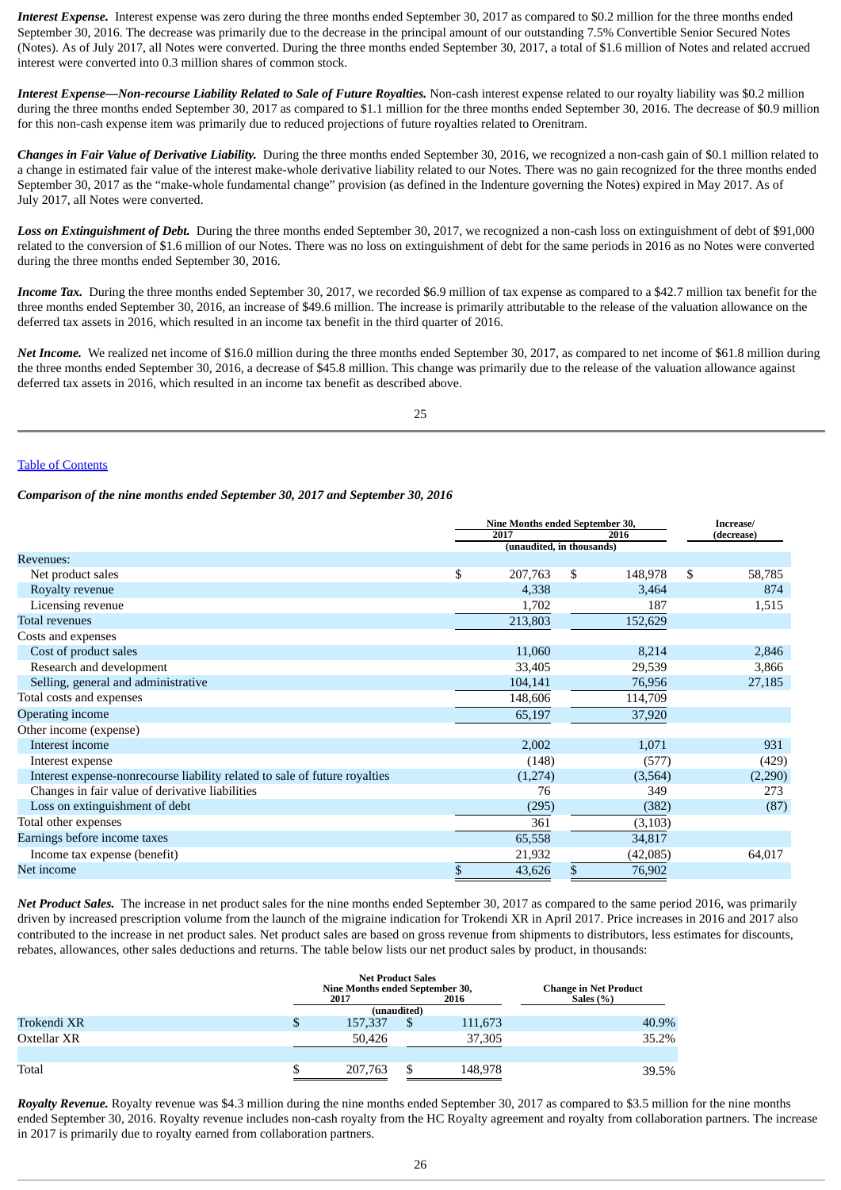***Interest Expense.*** Interest expense was zero during the three months ended September 30, 2017 as compared to $0.2 million for the three months ended September 30, 2016. The decrease was primarily due to the decrease in the principal amount of our outstanding 7.5% Convertible Senior Secured Notes (Notes). As of July 2017, all Notes were converted. During the three months ended September 30, 2017, a total of $1.6 million of Notes and related accrued interest were converted into 0.3 million shares of common stock.

***Interest Expense—Non-recourse Liability Related to Sale of Future Royalties.*** Non-cash interest expense related to our royalty liability was $0.2 million during the three months ended September 30, 2017 as compared to $1.1 million for the three months ended September 30, 2016. The decrease of $0.9 million for this non-cash expense item was primarily due to reduced projections of future royalties related to Orenitram.

***Changes in Fair Value of Derivative Liability.*** During the three months ended September 30, 2016, we recognized a non-cash gain of $0.1 million related to a change in estimated fair value of the interest make-whole derivative liability related to our Notes. There was no gain recognized for the three months ended September 30, 2017 as the "make-whole fundamental change" provision (as defined in the Indenture governing the Notes) expired in May 2017. As of July 2017, all Notes were converted.

***Loss on Extinguishment of Debt.*** During the three months ended September 30, 2017, we recognized a non-cash loss on extinguishment of debt of $91,000 related to the conversion of $1.6 million of our Notes. There was no loss on extinguishment of debt for the same periods in 2016 as no Notes were converted during the three months ended September 30, 2016.

***Income Tax.*** During the three months ended September 30, 2017, we recorded $6.9 million of tax expense as compared to a $42.7 million tax benefit for the three months ended September 30, 2016, an increase of $49.6 million. The increase is primarily attributable to the release of the valuation allowance on the deferred tax assets in 2016, which resulted in an income tax benefit in the third quarter of 2016.

***Net Income.*** We realized net income of $16.0 million during the three months ended September 30, 2017, as compared to net income of $61.8 million during the three months ended September 30, 2016, a decrease of $45.8 million. This change was primarily due to the release of the valuation allowance against deferred tax assets in 2016, which resulted in an income tax benefit as described above.

[Table of Contents](#)

***Comparison of the nine months ended September 30, 2017 and September 30, 2016***

| | Nine Months ended September 30, 2017 | Nine Months ended September 30, 2016 | Increase/ (decrease) |
|---|---|---|---|
| | (unaudited, in thousands) | | |
| Revenues: | | | |
| Net product sales | $ 207,763 | $ 148,978 | $ 58,785 |
| Royalty revenue | 4,338 | 3,464 | 874 |
| Licensing revenue | 1,702 | 187 | 1,515 |
| Total revenues | 213,803 | 152,629 | |
| Costs and expenses | | | |
| Cost of product sales | 11,060 | 8,214 | 2,846 |
| Research and development | 33,405 | 29,539 | 3,866 |
| Selling, general and administrative | 104,141 | 76,956 | 27,185 |
| Total costs and expenses | 148,606 | 114,709 | |
| Operating income | 65,197 | 37,920 | |
| Other income (expense) | | | |
| Interest income | 2,002 | 1,071 | 931 |
| Interest expense | (148) | (577) | (429) |
| Interest expense-nonrecourse liability related to sale of future royalties | (1,274) | (3,564) | (2,290) |
| Changes in fair value of derivative liabilities | 76 | 349 | 273 |
| Loss on extinguishment of debt | (295) | (382) | (87) |
| Total other expenses | 361 | (3,103) | |
| Earnings before income taxes | 65,558 | 34,817 | |
| Income tax expense (benefit) | 21,932 | (42,085) | 64,017 |
| Net income | $ 43,626 | $ 76,902 | |

***Net Product Sales.*** The increase in net product sales for the nine months ended September 30, 2017 as compared to the same period 2016, was primarily driven by increased prescription volume from the launch of the migraine indication for Trokendi XR in April 2017. Price increases in 2016 and 2017 also contributed to the increase in net product sales. Net product sales are based on gross revenue from shipments to distributors, less estimates for discounts, rebates, allowances, other sales deductions and returns. The table below lists our net product sales by product, in thousands:

| | Net Product Sales Nine Months ended September 30, 2017 | Net Product Sales Nine Months ended September 30, 2016 | Change in Net Product Sales (%) |
|---|---|---|---|
| | (unaudited) | | |
| Trokendi XR | $ 157,337 | $ 111,673 | 40.9% |
| Oxtellar XR | 50,426 | 37,305 | 35.2% |
| Total | $ 207,763 | $ 148,978 | 39.5% |

***Royalty Revenue.*** Royalty revenue was $4.3 million during the nine months ended September 30, 2017 as compared to $3.5 million for the nine months ended September 30, 2016. Royalty revenue includes non-cash royalty from the HC Royalty agreement and royalty from collaboration partners. The increase in 2017 is primarily due to royalty earned from collaboration partners.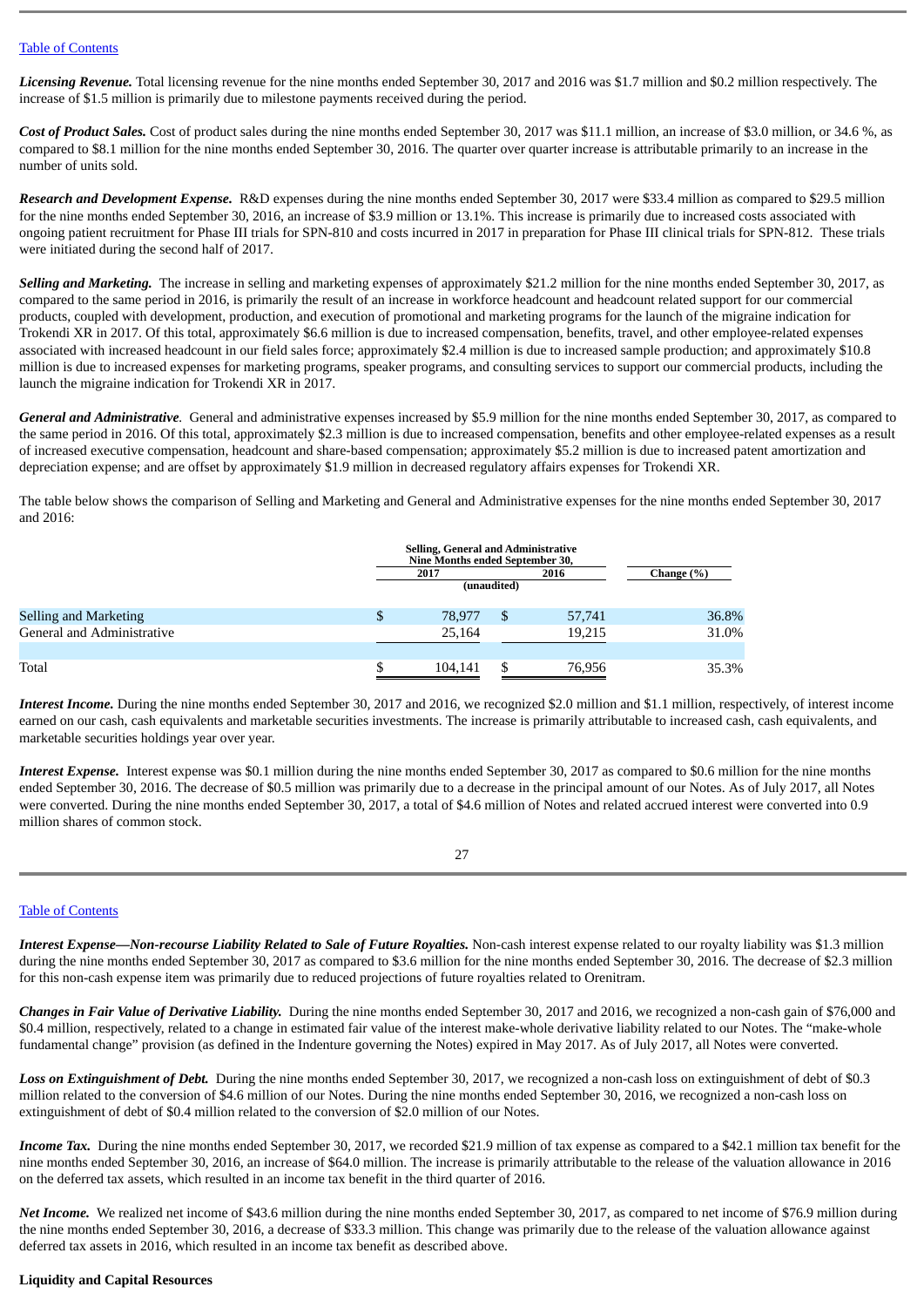***Licensing Revenue.*** Total licensing revenue for the nine months ended September 30, 2017 and 2016 was $1.7 million and $0.2 million respectively. The increase of $1.5 million is primarily due to milestone payments received during the period.

***Cost of Product Sales.*** Cost of product sales during the nine months ended September 30, 2017 was $11.1 million, an increase of $3.0 million, or 34.6 %, as compared to $8.1 million for the nine months ended September 30, 2016. The quarter over quarter increase is attributable primarily to an increase in the number of units sold.

***Research and Development Expense.*** R&D expenses during the nine months ended September 30, 2017 were $33.4 million as compared to $29.5 million for the nine months ended September 30, 2016, an increase of $3.9 million or 13.1%. This increase is primarily due to increased costs associated with ongoing patient recruitment for Phase III trials for SPN-810 and costs incurred in 2017 in preparation for Phase III clinical trials for SPN-812. These trials were initiated during the second half of 2017.

***Selling and Marketing.*** The increase in selling and marketing expenses of approximately $21.2 million for the nine months ended September 30, 2017, as compared to the same period in 2016, is primarily the result of an increase in workforce headcount and headcount related support for our commercial products, coupled with development, production, and execution of promotional and marketing programs for the launch of the migraine indication for Trokendi XR in 2017. Of this total, approximately $6.6 million is due to increased compensation, benefits, travel, and other employee-related expenses associated with increased headcount in our field sales force; approximately $2.4 million is due to increased sample production; and approximately $10.8 million is due to increased expenses for marketing programs, speaker programs, and consulting services to support our commercial products, including the launch the migraine indication for Trokendi XR in 2017.

***General and Administrative.*** General and administrative expenses increased by $5.9 million for the nine months ended September 30, 2017, as compared to the same period in 2016. Of this total, approximately $2.3 million is due to increased compensation, benefits and other employee-related expenses as a result of increased executive compensation, headcount and share-based compensation; approximately $5.2 million is due to increased patent amortization and depreciation expense; and are offset by approximately $1.9 million in decreased regulatory affairs expenses for Trokendi XR.

The table below shows the comparison of Selling and Marketing and General and Administrative expenses for the nine months ended September 30, 2017 and 2016:

| | Selling, General and Administrative Nine Months ended September 30, | | |
|---|---|---|---|
| | 2017 | 2016 | Change (%) |
| | (unaudited) | | |
| Selling and Marketing | $ 78,977 | $ 57,741 | 36.8% |
| General and Administrative | 25,164 | 19,215 | 31.0% |
| Total | $ 104,141 | $ 76,956 | 35.3% |

***Interest Income.*** During the nine months ended September 30, 2017 and 2016, we recognized $2.0 million and $1.1 million, respectively, of interest income earned on our cash, cash equivalents and marketable securities investments. The increase is primarily attributable to increased cash, cash equivalents, and marketable securities holdings year over year.

***Interest Expense.*** Interest expense was $0.1 million during the nine months ended September 30, 2017 as compared to $0.6 million for the nine months ended September 30, 2016. The decrease of $0.5 million was primarily due to a decrease in the principal amount of our Notes. As of July 2017, all Notes were converted. During the nine months ended September 30, 2017, a total of $4.6 million of Notes and related accrued interest were converted into 0.9 million shares of common stock.

***Interest Expense—Non-recourse Liability Related to Sale of Future Royalties.*** Non-cash interest expense related to our royalty liability was $1.3 million during the nine months ended September 30, 2017 as compared to $3.6 million for the nine months ended September 30, 2016. The decrease of $2.3 million for this non-cash expense item was primarily due to reduced projections of future royalties related to Orenitram.

***Changes in Fair Value of Derivative Liability.*** During the nine months ended September 30, 2017 and 2016, we recognized a non-cash gain of $76,000 and $0.4 million, respectively, related to a change in estimated fair value of the interest make-whole derivative liability related to our Notes. The "make-whole fundamental change" provision (as defined in the Indenture governing the Notes) expired in May 2017. As of July 2017, all Notes were converted.

***Loss on Extinguishment of Debt.*** During the nine months ended September 30, 2017, we recognized a non-cash loss on extinguishment of debt of $0.3 million related to the conversion of $4.6 million of our Notes. During the nine months ended September 30, 2016, we recognized a non-cash loss on extinguishment of debt of $0.4 million related to the conversion of $2.0 million of our Notes.

***Income Tax.*** During the nine months ended September 30, 2017, we recorded $21.9 million of tax expense as compared to a $42.1 million tax benefit for the nine months ended September 30, 2016, an increase of $64.0 million. The increase is primarily attributable to the release of the valuation allowance in 2016 on the deferred tax assets, which resulted in an income tax benefit in the third quarter of 2016.

***Net Income.*** We realized net income of $43.6 million during the nine months ended September 30, 2017, as compared to net income of $76.9 million during the nine months ended September 30, 2016, a decrease of $33.3 million. This change was primarily due to the release of the valuation allowance against deferred tax assets in 2016, which resulted in an income tax benefit as described above.

**Liquidity and Capital Resources**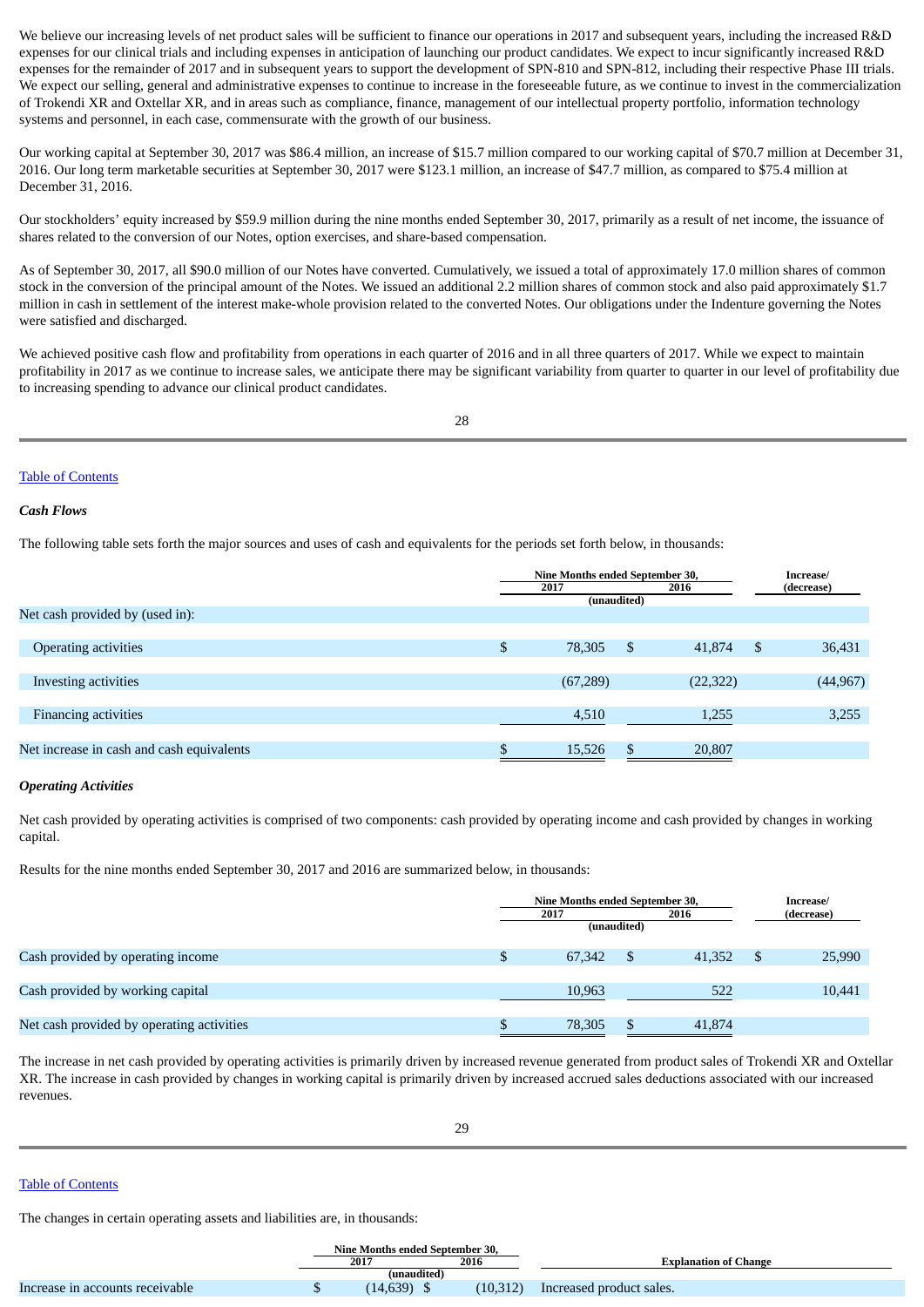We believe our increasing levels of net product sales will be sufficient to finance our operations in 2017 and subsequent years, including the increased R&D expenses for our clinical trials and including expenses in anticipation of launching our product candidates. We expect to incur significantly increased R&D expenses for the remainder of 2017 and in subsequent years to support the development of SPN-810 and SPN-812, including their respective Phase III trials. We expect our selling, general and administrative expenses to continue to increase in the foreseeable future, as we continue to invest in the commercialization of Trokendi XR and Oxtellar XR, and in areas such as compliance, finance, management of our intellectual property portfolio, information technology systems and personnel, in each case, commensurate with the growth of our business.

Our working capital at September 30, 2017 was $86.4 million, an increase of $15.7 million compared to our working capital of $70.7 million at December 31, 2016. Our long term marketable securities at September 30, 2017 were $123.1 million, an increase of $47.7 million, as compared to $75.4 million at December 31, 2016.

Our stockholders' equity increased by $59.9 million during the nine months ended September 30, 2017, primarily as a result of net income, the issuance of shares related to the conversion of our Notes, option exercises, and share-based compensation.

As of September 30, 2017, all $90.0 million of our Notes have converted. Cumulatively, we issued a total of approximately 17.0 million shares of common stock in the conversion of the principal amount of the Notes. We issued an additional 2.2 million shares of common stock and also paid approximately $1.7 million in cash in settlement of the interest make-whole provision related to the converted Notes. Our obligations under the Indenture governing the Notes were satisfied and discharged.

We achieved positive cash flow and profitability from operations in each quarter of 2016 and in all three quarters of 2017. While we expect to maintain profitability in 2017 as we continue to increase sales, we anticipate there may be significant variability from quarter to quarter in our level of profitability due to increasing spending to advance our clinical product candidates.

Table of Contents

***Cash Flows***

The following table sets forth the major sources and uses of cash and equivalents for the periods set forth below, in thousands:

| | Nine Months ended September 30, 2017 (unaudited) | Nine Months ended September 30, 2016 (unaudited) | Increase/ (decrease) |
|---|---|---|---|
| Net cash provided by (used in): | | | |
| Operating activities | $ 78,305 | $ 41,874 | $ 36,431 |
| Investing activities | (67,289) | (22,322) | (44,967) |
| Financing activities | 4,510 | 1,255 | 3,255 |
| Net increase in cash and cash equivalents | $ 15,526 | $ 20,807 | |

***Operating Activities***

Net cash provided by operating activities is comprised of two components: cash provided by operating income and cash provided by changes in working capital.

Results for the nine months ended September 30, 2017 and 2016 are summarized below, in thousands:

| | Nine Months ended September 30, 2017 (unaudited) | Nine Months ended September 30, 2016 (unaudited) | Increase/ (decrease) |
|---|---|---|---|
| Cash provided by operating income | $ 67,342 | $ 41,352 | $ 25,990 |
| Cash provided by working capital | 10,963 | 522 | 10,441 |
| Net cash provided by operating activities | $ 78,305 | $ 41,874 | |

The increase in net cash provided by operating activities is primarily driven by increased revenue generated from product sales of Trokendi XR and Oxtellar XR. The increase in cash provided by changes in working capital is primarily driven by increased accrued sales deductions associated with our increased revenues.

Table of Contents

The changes in certain operating assets and liabilities are, in thousands:

| | Nine Months ended September 30, 2017 (unaudited) | Nine Months ended September 30, 2016 (unaudited) | Explanation of Change |
|---|---|---|---|
| Increase in accounts receivable | $ (14,639) | $ (10,312) | Increased product sales. |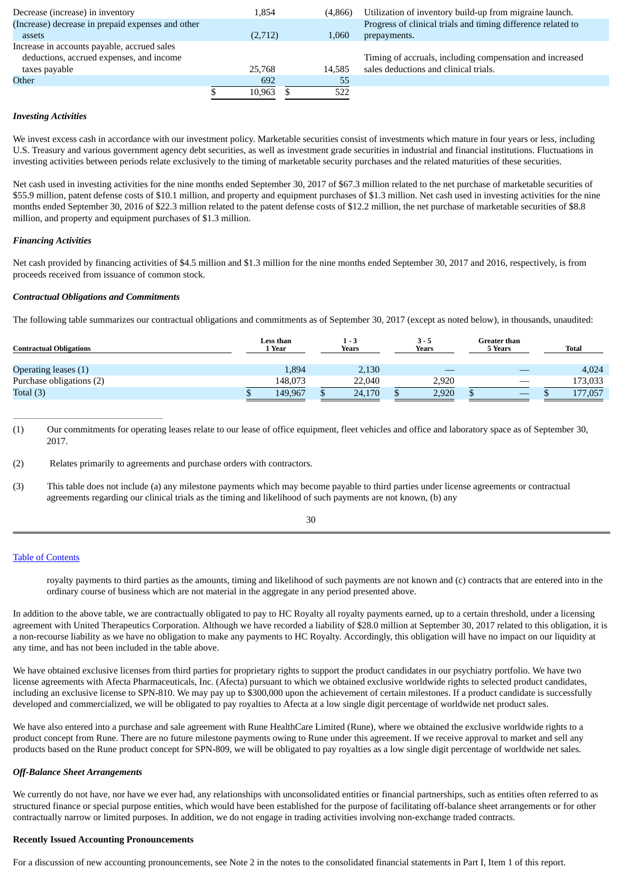| | | | |
|---|---|---|---|
| Decrease (increase) in inventory | 1,854 | (4,866) | Utilization of inventory build-up from migraine launch. |
| (Increase) decrease in prepaid expenses and other assets | (2,712) | 1,060 | Progress of clinical trials and timing difference related to prepayments. |
| Increase in accounts payable, accrued sales deductions, accrued expenses, and income taxes payable | 25,768 | 14,585 | Timing of accruals, including compensation and increased sales deductions and clinical trials. |
| Other | 692 | 55 | |
| | $ 10,963 | $ 522 | |

***Investing Activities***

We invest excess cash in accordance with our investment policy. Marketable securities consist of investments which mature in four years or less, including U.S. Treasury and various government agency debt securities, as well as investment grade securities in industrial and financial institutions. Fluctuations in investing activities between periods relate exclusively to the timing of marketable security purchases and the related maturities of these securities.

Net cash used in investing activities for the nine months ended September 30, 2017 of $67.3 million related to the net purchase of marketable securities of $55.9 million, patent defense costs of $10.1 million, and property and equipment purchases of $1.3 million. Net cash used in investing activities for the nine months ended September 30, 2016 of $22.3 million related to the patent defense costs of $12.2 million, the net purchase of marketable securities of $8.8 million, and property and equipment purchases of $1.3 million.

***Financing Activities***

Net cash provided by financing activities of $4.5 million and $1.3 million for the nine months ended September 30, 2017 and 2016, respectively, is from proceeds received from issuance of common stock.

***Contractual Obligations and Commitments***

The following table summarizes our contractual obligations and commitments as of September 30, 2017 (except as noted below), in thousands, unaudited:

| Contractual Obligations | Less than 1 Year | 1 - 3 Years | 3 - 5 Years | Greater than 5 Years | Total |
|---|---|---|---|---|---|
| Operating leases (1) | 1,894 | 2,130 | — | — | 4,024 |
| Purchase obligations (2) | 148,073 | 22,040 | 2,920 | — | 173,033 |
| Total (3) | $ 149,967 | $ 24,170 | $ 2,920 | $ — | $ 177,057 |

(1) Our commitments for operating leases relate to our lease of office equipment, fleet vehicles and office and laboratory space as of September 30, 2017.

(2) Relates primarily to agreements and purchase orders with contractors.

(3) This table does not include (a) any milestone payments which may become payable to third parties under license agreements or contractual agreements regarding our clinical trials as the timing and likelihood of such payments are not known, (b) any royalty payments to third parties as the amounts, timing and likelihood of such payments are not known and (c) contracts that are entered into in the ordinary course of business which are not material in the aggregate in any period presented above.

In addition to the above table, we are contractually obligated to pay to HC Royalty all royalty payments earned, up to a certain threshold, under a licensing agreement with United Therapeutics Corporation. Although we have recorded a liability of $28.0 million at September 30, 2017 related to this obligation, it is a non-recourse liability as we have no obligation to make any payments to HC Royalty. Accordingly, this obligation will have no impact on our liquidity at any time, and has not been included in the table above.

We have obtained exclusive licenses from third parties for proprietary rights to support the product candidates in our psychiatry portfolio. We have two license agreements with Afecta Pharmaceuticals, Inc. (Afecta) pursuant to which we obtained exclusive worldwide rights to selected product candidates, including an exclusive license to SPN-810. We may pay up to $300,000 upon the achievement of certain milestones. If a product candidate is successfully developed and commercialized, we will be obligated to pay royalties to Afecta at a low single digit percentage of worldwide net product sales.

We have also entered into a purchase and sale agreement with Rune HealthCare Limited (Rune), where we obtained the exclusive worldwide rights to a product concept from Rune. There are no future milestone payments owing to Rune under this agreement. If we receive approval to market and sell any products based on the Rune product concept for SPN-809, we will be obligated to pay royalties as a low single digit percentage of worldwide net sales.

***Off-Balance Sheet Arrangements***

We currently do not have, nor have we ever had, any relationships with unconsolidated entities or financial partnerships, such as entities often referred to as structured finance or special purpose entities, which would have been established for the purpose of facilitating off-balance sheet arrangements or for other contractually narrow or limited purposes. In addition, we do not engage in trading activities involving non-exchange traded contracts.

**Recently Issued Accounting Pronouncements**

For a discussion of new accounting pronouncements, see Note 2 in the notes to the consolidated financial statements in Part I, Item 1 of this report.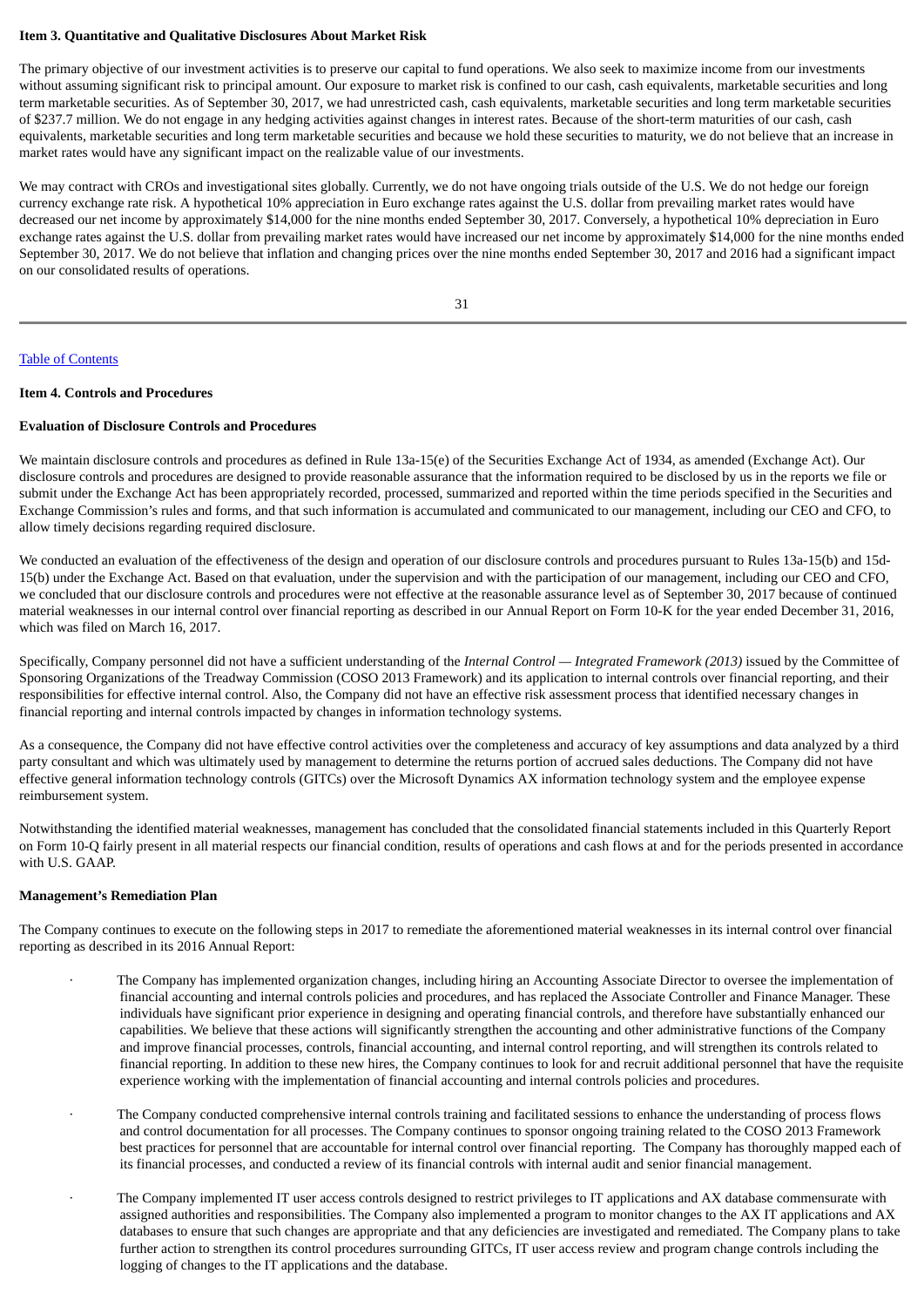### Item 3. Quantitative and Qualitative Disclosures About Market Risk

The primary objective of our investment activities is to preserve our capital to fund operations. We also seek to maximize income from our investments without assuming significant risk to principal amount. Our exposure to market risk is confined to our cash, cash equivalents, marketable securities and long term marketable securities. As of September 30, 2017, we had unrestricted cash, cash equivalents, marketable securities and long term marketable securities of $237.7 million. We do not engage in any hedging activities against changes in interest rates. Because of the short-term maturities of our cash, cash equivalents, marketable securities and long term marketable securities and because we hold these securities to maturity, we do not believe that an increase in market rates would have any significant impact on the realizable value of our investments.

We may contract with CROs and investigational sites globally. Currently, we do not have ongoing trials outside of the U.S. We do not hedge our foreign currency exchange rate risk. A hypothetical 10% appreciation in Euro exchange rates against the U.S. dollar from prevailing market rates would have decreased our net income by approximately $14,000 for the nine months ended September 30, 2017. Conversely, a hypothetical 10% depreciation in Euro exchange rates against the U.S. dollar from prevailing market rates would have increased our net income by approximately $14,000 for the nine months ended September 30, 2017. We do not believe that inflation and changing prices over the nine months ended September 30, 2017 and 2016 had a significant impact on our consolidated results of operations.

Table of Contents

### Item 4. Controls and Procedures

#### Evaluation of Disclosure Controls and Procedures

We maintain disclosure controls and procedures as defined in Rule 13a-15(e) of the Securities Exchange Act of 1934, as amended (Exchange Act). Our disclosure controls and procedures are designed to provide reasonable assurance that the information required to be disclosed by us in the reports we file or submit under the Exchange Act has been appropriately recorded, processed, summarized and reported within the time periods specified in the Securities and Exchange Commission's rules and forms, and that such information is accumulated and communicated to our management, including our CEO and CFO, to allow timely decisions regarding required disclosure.

We conducted an evaluation of the effectiveness of the design and operation of our disclosure controls and procedures pursuant to Rules 13a-15(b) and 15d-15(b) under the Exchange Act. Based on that evaluation, under the supervision and with the participation of our management, including our CEO and CFO, we concluded that our disclosure controls and procedures were not effective at the reasonable assurance level as of September 30, 2017 because of continued material weaknesses in our internal control over financial reporting as described in our Annual Report on Form 10-K for the year ended December 31, 2016, which was filed on March 16, 2017.

Specifically, Company personnel did not have a sufficient understanding of the *Internal Control — Integrated Framework (2013)* issued by the Committee of Sponsoring Organizations of the Treadway Commission (COSO 2013 Framework) and its application to internal controls over financial reporting, and their responsibilities for effective internal control. Also, the Company did not have an effective risk assessment process that identified necessary changes in financial reporting and internal controls impacted by changes in information technology systems.

As a consequence, the Company did not have effective control activities over the completeness and accuracy of key assumptions and data analyzed by a third party consultant and which was ultimately used by management to determine the returns portion of accrued sales deductions. The Company did not have effective general information technology controls (GITCs) over the Microsoft Dynamics AX information technology system and the employee expense reimbursement system.

Notwithstanding the identified material weaknesses, management has concluded that the consolidated financial statements included in this Quarterly Report on Form 10-Q fairly present in all material respects our financial condition, results of operations and cash flows at and for the periods presented in accordance with U.S. GAAP.

#### Management's Remediation Plan

The Company continues to execute on the following steps in 2017 to remediate the aforementioned material weaknesses in its internal control over financial reporting as described in its 2016 Annual Report:

- The Company has implemented organization changes, including hiring an Accounting Associate Director to oversee the implementation of financial accounting and internal controls policies and procedures, and has replaced the Associate Controller and Finance Manager. These individuals have significant prior experience in designing and operating financial controls, and therefore have substantially enhanced our capabilities. We believe that these actions will significantly strengthen the accounting and other administrative functions of the Company and improve financial processes, controls, financial accounting, and internal control reporting, and will strengthen its controls related to financial reporting. In addition to these new hires, the Company continues to look for and recruit additional personnel that have the requisite experience working with the implementation of financial accounting and internal controls policies and procedures.
- The Company conducted comprehensive internal controls training and facilitated sessions to enhance the understanding of process flows and control documentation for all processes. The Company continues to sponsor ongoing training related to the COSO 2013 Framework best practices for personnel that are accountable for internal control over financial reporting. The Company has thoroughly mapped each of its financial processes, and conducted a review of its financial controls with internal audit and senior financial management.
- The Company implemented IT user access controls designed to restrict privileges to IT applications and AX database commensurate with assigned authorities and responsibilities. The Company also implemented a program to monitor changes to the AX IT applications and AX databases to ensure that such changes are appropriate and that any deficiencies are investigated and remediated. The Company plans to take further action to strengthen its control procedures surrounding GITCs, IT user access review and program change controls including the logging of changes to the IT applications and the database.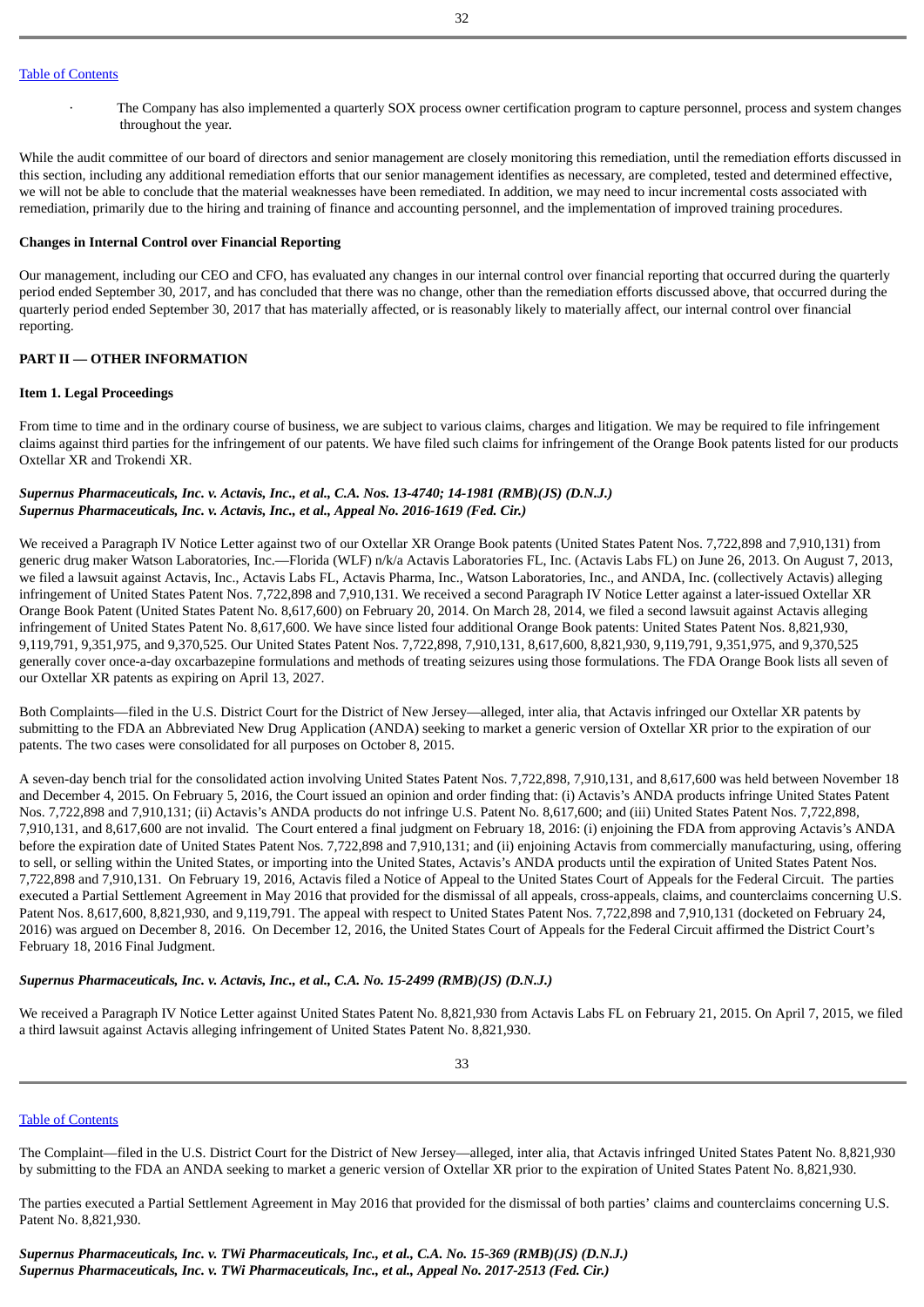- The Company has also implemented a quarterly SOX process owner certification program to capture personnel, process and system changes throughout the year.

While the audit committee of our board of directors and senior management are closely monitoring this remediation, until the remediation efforts discussed in this section, including any additional remediation efforts that our senior management identifies as necessary, are completed, tested and determined effective, we will not be able to conclude that the material weaknesses have been remediated. In addition, we may need to incur incremental costs associated with remediation, primarily due to the hiring and training of finance and accounting personnel, and the implementation of improved training procedures.

**Changes in Internal Control over Financial Reporting**

Our management, including our CEO and CFO, has evaluated any changes in our internal control over financial reporting that occurred during the quarterly period ended September 30, 2017, and has concluded that there was no change, other than the remediation efforts discussed above, that occurred during the quarterly period ended September 30, 2017 that has materially affected, or is reasonably likely to materially affect, our internal control over financial reporting.

## PART II — OTHER INFORMATION

### Item 1. Legal Proceedings

From time to time and in the ordinary course of business, we are subject to various claims, charges and litigation. We may be required to file infringement claims against third parties for the infringement of our patents. We have filed such claims for infringement of the Orange Book patents listed for our products Oxtellar XR and Trokendi XR.

***Supernus Pharmaceuticals, Inc. v. Actavis, Inc., et al., C.A. Nos. 13-4740; 14-1981 (RMB)(JS) (D.N.J.)***
***Supernus Pharmaceuticals, Inc. v. Actavis, Inc., et al., Appeal No. 2016-1619 (Fed. Cir.)***

We received a Paragraph IV Notice Letter against two of our Oxtellar XR Orange Book patents (United States Patent Nos. 7,722,898 and 7,910,131) from generic drug maker Watson Laboratories, Inc.—Florida (WLF) n/k/a Actavis Laboratories FL, Inc. (Actavis Labs FL) on June 26, 2013. On August 7, 2013, we filed a lawsuit against Actavis, Inc., Actavis Labs FL, Actavis Pharma, Inc., Watson Laboratories, Inc., and ANDA, Inc. (collectively Actavis) alleging infringement of United States Patent Nos. 7,722,898 and 7,910,131. We received a second Paragraph IV Notice Letter against a later-issued Oxtellar XR Orange Book Patent (United States Patent No. 8,617,600) on February 20, 2014. On March 28, 2014, we filed a second lawsuit against Actavis alleging infringement of United States Patent No. 8,617,600. We have since listed four additional Orange Book patents: United States Patent Nos. 8,821,930, 9,119,791, 9,351,975, and 9,370,525. Our United States Patent Nos. 7,722,898, 7,910,131, 8,617,600, 8,821,930, 9,119,791, 9,351,975, and 9,370,525 generally cover once-a-day oxcarbazepine formulations and methods of treating seizures using those formulations. The FDA Orange Book lists all seven of our Oxtellar XR patents as expiring on April 13, 2027.

Both Complaints—filed in the U.S. District Court for the District of New Jersey—alleged, inter alia, that Actavis infringed our Oxtellar XR patents by submitting to the FDA an Abbreviated New Drug Application (ANDA) seeking to market a generic version of Oxtellar XR prior to the expiration of our patents. The two cases were consolidated for all purposes on October 8, 2015.

A seven-day bench trial for the consolidated action involving United States Patent Nos. 7,722,898, 7,910,131, and 8,617,600 was held between November 18 and December 4, 2015. On February 5, 2016, the Court issued an opinion and order finding that: (i) Actavis's ANDA products infringe United States Patent Nos. 7,722,898 and 7,910,131; (ii) Actavis's ANDA products do not infringe U.S. Patent No. 8,617,600; and (iii) United States Patent Nos. 7,722,898, 7,910,131, and 8,617,600 are not invalid. The Court entered a final judgment on February 18, 2016: (i) enjoining the FDA from approving Actavis's ANDA before the expiration date of United States Patent Nos. 7,722,898 and 7,910,131; and (ii) enjoining Actavis from commercially manufacturing, using, offering to sell, or selling within the United States, or importing into the United States, Actavis's ANDA products until the expiration of United States Patent Nos. 7,722,898 and 7,910,131. On February 19, 2016, Actavis filed a Notice of Appeal to the United States Court of Appeals for the Federal Circuit. The parties executed a Partial Settlement Agreement in May 2016 that provided for the dismissal of all appeals, cross-appeals, claims, and counterclaims concerning U.S. Patent Nos. 8,617,600, 8,821,930, and 9,119,791. The appeal with respect to United States Patent Nos. 7,722,898 and 7,910,131 (docketed on February 24, 2016) was argued on December 8, 2016. On December 12, 2016, the United States Court of Appeals for the Federal Circuit affirmed the District Court's February 18, 2016 Final Judgment.

***Supernus Pharmaceuticals, Inc. v. Actavis, Inc., et al., C.A. No. 15-2499 (RMB)(JS) (D.N.J.)***

We received a Paragraph IV Notice Letter against United States Patent No. 8,821,930 from Actavis Labs FL on February 21, 2015. On April 7, 2015, we filed a third lawsuit against Actavis alleging infringement of United States Patent No. 8,821,930.

The Complaint—filed in the U.S. District Court for the District of New Jersey—alleged, inter alia, that Actavis infringed United States Patent No. 8,821,930 by submitting to the FDA an ANDA seeking to market a generic version of Oxtellar XR prior to the expiration of United States Patent No. 8,821,930.

The parties executed a Partial Settlement Agreement in May 2016 that provided for the dismissal of both parties' claims and counterclaims concerning U.S. Patent No. 8,821,930.

***Supernus Pharmaceuticals, Inc. v. TWi Pharmaceuticals, Inc., et al., C.A. No. 15-369 (RMB)(JS) (D.N.J.)***
***Supernus Pharmaceuticals, Inc. v. TWi Pharmaceuticals, Inc., et al., Appeal No. 2017-2513 (Fed. Cir.)***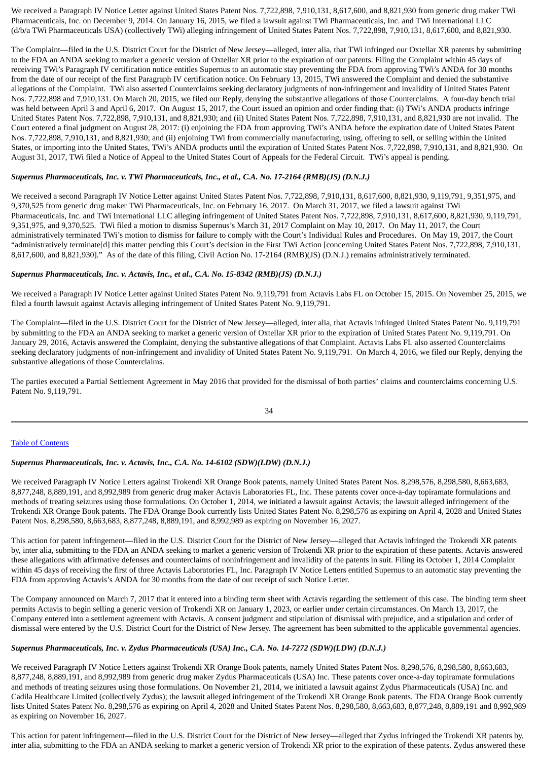We received a Paragraph IV Notice Letter against United States Patent Nos. 7,722,898, 7,910,131, 8,617,600, and 8,821,930 from generic drug maker TWi Pharmaceuticals, Inc. on December 9, 2014. On January 16, 2015, we filed a lawsuit against TWi Pharmaceuticals, Inc. and TWi International LLC (d/b/a TWi Pharmaceuticals USA) (collectively TWi) alleging infringement of United States Patent Nos. 7,722,898, 7,910,131, 8,617,600, and 8,821,930.

The Complaint—filed in the U.S. District Court for the District of New Jersey—alleged, inter alia, that TWi infringed our Oxtellar XR patents by submitting to the FDA an ANDA seeking to market a generic version of Oxtellar XR prior to the expiration of our patents. Filing the Complaint within 45 days of receiving TWi's Paragraph IV certification notice entitles Supernus to an automatic stay preventing the FDA from approving TWi's ANDA for 30 months from the date of our receipt of the first Paragraph IV certification notice. On February 13, 2015, TWi answered the Complaint and denied the substantive allegations of the Complaint. TWi also asserted Counterclaims seeking declaratory judgments of non-infringement and invalidity of United States Patent Nos. 7,722,898 and 7,910,131. On March 20, 2015, we filed our Reply, denying the substantive allegations of those Counterclaims. A four-day bench trial was held between April 3 and April 6, 2017. On August 15, 2017, the Court issued an opinion and order finding that: (i) TWi's ANDA products infringe United States Patent Nos. 7,722,898, 7,910,131, and 8,821,930; and (ii) United States Patent Nos. 7,722,898, 7,910,131, and 8,821,930 are not invalid. The Court entered a final judgment on August 28, 2017: (i) enjoining the FDA from approving TWi's ANDA before the expiration date of United States Patent Nos. 7,722,898, 7,910,131, and 8,821,930; and (ii) enjoining TWi from commercially manufacturing, using, offering to sell, or selling within the United States, or importing into the United States, TWi's ANDA products until the expiration of United States Patent Nos. 7,722,898, 7,910,131, and 8,821,930. On August 31, 2017, TWi filed a Notice of Appeal to the United States Court of Appeals for the Federal Circuit. TWi's appeal is pending.

***Supernus Pharmaceuticals, Inc. v. TWi Pharmaceuticals, Inc., et al., C.A. No. 17-2164 (RMB)(JS) (D.N.J.)***

We received a second Paragraph IV Notice Letter against United States Patent Nos. 7,722,898, 7,910,131, 8,617,600, 8,821,930, 9,119,791, 9,351,975, and 9,370,525 from generic drug maker TWi Pharmaceuticals, Inc. on February 16, 2017. On March 31, 2017, we filed a lawsuit against TWi Pharmaceuticals, Inc. and TWi International LLC alleging infringement of United States Patent Nos. 7,722,898, 7,910,131, 8,617,600, 8,821,930, 9,119,791, 9,351,975, and 9,370,525. TWi filed a motion to dismiss Supernus's March 31, 2017 Complaint on May 10, 2017. On May 11, 2017, the Court administratively terminated TWi's motion to dismiss for failure to comply with the Court's Individual Rules and Procedures. On May 19, 2017, the Court "administratively terminate[d] this matter pending this Court's decision in the First TWi Action [concerning United States Patent Nos. 7,722,898, 7,910,131, 8,617,600, and 8,821,930]." As of the date of this filing, Civil Action No. 17-2164 (RMB)(JS) (D.N.J.) remains administratively terminated.

***Supernus Pharmaceuticals, Inc. v. Actavis, Inc., et al., C.A. No. 15-8342 (RMB)(JS) (D.N.J.)***

We received a Paragraph IV Notice Letter against United States Patent No. 9,119,791 from Actavis Labs FL on October 15, 2015. On November 25, 2015, we filed a fourth lawsuit against Actavis alleging infringement of United States Patent No. 9,119,791.

The Complaint—filed in the U.S. District Court for the District of New Jersey—alleged, inter alia, that Actavis infringed United States Patent No. 9,119,791 by submitting to the FDA an ANDA seeking to market a generic version of Oxtellar XR prior to the expiration of United States Patent No. 9,119,791. On January 29, 2016, Actavis answered the Complaint, denying the substantive allegations of that Complaint. Actavis Labs FL also asserted Counterclaims seeking declaratory judgments of non-infringement and invalidity of United States Patent No. 9,119,791. On March 4, 2016, we filed our Reply, denying the substantive allegations of those Counterclaims.

The parties executed a Partial Settlement Agreement in May 2016 that provided for the dismissal of both parties' claims and counterclaims concerning U.S. Patent No. 9,119,791.

***Supernus Pharmaceuticals, Inc. v. Actavis, Inc., C.A. No. 14-6102 (SDW)(LDW) (D.N.J.)***

We received Paragraph IV Notice Letters against Trokendi XR Orange Book patents, namely United States Patent Nos. 8,298,576, 8,298,580, 8,663,683, 8,877,248, 8,889,191, and 8,992,989 from generic drug maker Actavis Laboratories FL, Inc. These patents cover once-a-day topiramate formulations and methods of treating seizures using those formulations. On October 1, 2014, we initiated a lawsuit against Actavis; the lawsuit alleged infringement of the Trokendi XR Orange Book patents. The FDA Orange Book currently lists United States Patent No. 8,298,576 as expiring on April 4, 2028 and United States Patent Nos. 8,298,580, 8,663,683, 8,877,248, 8,889,191, and 8,992,989 as expiring on November 16, 2027.

This action for patent infringement—filed in the U.S. District Court for the District of New Jersey—alleged that Actavis infringed the Trokendi XR patents by, inter alia, submitting to the FDA an ANDA seeking to market a generic version of Trokendi XR prior to the expiration of these patents. Actavis answered these allegations with affirmative defenses and counterclaims of noninfringement and invalidity of the patents in suit. Filing its October 1, 2014 Complaint within 45 days of receiving the first of three Actavis Laboratories FL, Inc. Paragraph IV Notice Letters entitled Supernus to an automatic stay preventing the FDA from approving Actavis's ANDA for 30 months from the date of our receipt of such Notice Letter.

The Company announced on March 7, 2017 that it entered into a binding term sheet with Actavis regarding the settlement of this case. The binding term sheet permits Actavis to begin selling a generic version of Trokendi XR on January 1, 2023, or earlier under certain circumstances. On March 13, 2017, the Company entered into a settlement agreement with Actavis. A consent judgment and stipulation of dismissal with prejudice, and a stipulation and order of dismissal were entered by the U.S. District Court for the District of New Jersey. The agreement has been submitted to the applicable governmental agencies.

***Supernus Pharmaceuticals, Inc. v. Zydus Pharmaceuticals (USA) Inc., C.A. No. 14-7272 (SDW)(LDW) (D.N.J.)***

We received Paragraph IV Notice Letters against Trokendi XR Orange Book patents, namely United States Patent Nos. 8,298,576, 8,298,580, 8,663,683, 8,877,248, 8,889,191, and 8,992,989 from generic drug maker Zydus Pharmaceuticals (USA) Inc. These patents cover once-a-day topiramate formulations and methods of treating seizures using those formulations. On November 21, 2014, we initiated a lawsuit against Zydus Pharmaceuticals (USA) Inc. and Cadila Healthcare Limited (collectively Zydus); the lawsuit alleged infringement of the Trokendi XR Orange Book patents. The FDA Orange Book currently lists United States Patent No. 8,298,576 as expiring on April 4, 2028 and United States Patent Nos. 8,298,580, 8,663,683, 8,877,248, 8,889,191 and 8,992,989 as expiring on November 16, 2027.

This action for patent infringement—filed in the U.S. District Court for the District of New Jersey—alleged that Zydus infringed the Trokendi XR patents by, inter alia, submitting to the FDA an ANDA seeking to market a generic version of Trokendi XR prior to the expiration of these patents. Zydus answered these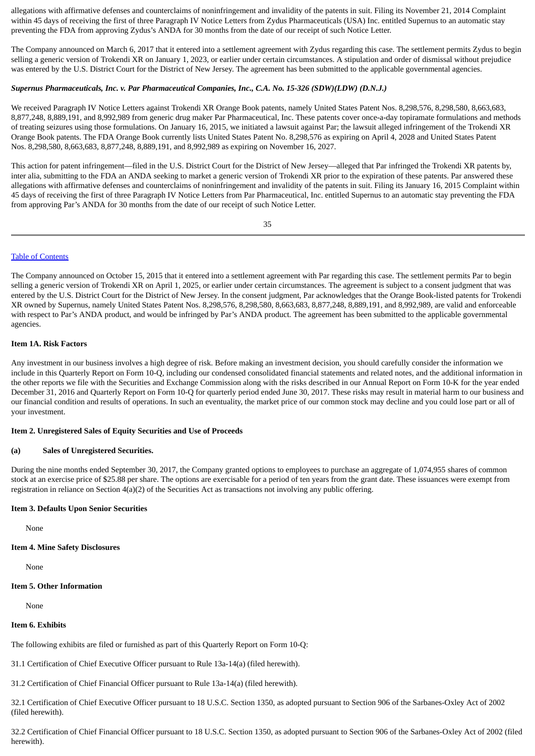allegations with affirmative defenses and counterclaims of noninfringement and invalidity of the patents in suit. Filing its November 21, 2014 Complaint within 45 days of receiving the first of three Paragraph IV Notice Letters from Zydus Pharmaceuticals (USA) Inc. entitled Supernus to an automatic stay preventing the FDA from approving Zydus's ANDA for 30 months from the date of our receipt of such Notice Letter.

The Company announced on March 6, 2017 that it entered into a settlement agreement with Zydus regarding this case. The settlement permits Zydus to begin selling a generic version of Trokendi XR on January 1, 2023, or earlier under certain circumstances. A stipulation and order of dismissal without prejudice was entered by the U.S. District Court for the District of New Jersey. The agreement has been submitted to the applicable governmental agencies.

***Supernus Pharmaceuticals, Inc. v. Par Pharmaceutical Companies, Inc., C.A. No. 15-326 (SDW)(LDW) (D.N.J.)***

We received Paragraph IV Notice Letters against Trokendi XR Orange Book patents, namely United States Patent Nos. 8,298,576, 8,298,580, 8,663,683, 8,877,248, 8,889,191, and 8,992,989 from generic drug maker Par Pharmaceutical, Inc. These patents cover once-a-day topiramate formulations and methods of treating seizures using those formulations. On January 16, 2015, we initiated a lawsuit against Par; the lawsuit alleged infringement of the Trokendi XR Orange Book patents. The FDA Orange Book currently lists United States Patent No. 8,298,576 as expiring on April 4, 2028 and United States Patent Nos. 8,298,580, 8,663,683, 8,877,248, 8,889,191, and 8,992,989 as expiring on November 16, 2027.

This action for patent infringement—filed in the U.S. District Court for the District of New Jersey—alleged that Par infringed the Trokendi XR patents by, inter alia, submitting to the FDA an ANDA seeking to market a generic version of Trokendi XR prior to the expiration of these patents. Par answered these allegations with affirmative defenses and counterclaims of noninfringement and invalidity of the patents in suit. Filing its January 16, 2015 Complaint within 45 days of receiving the first of three Paragraph IV Notice Letters from Par Pharmaceutical, Inc. entitled Supernus to an automatic stay preventing the FDA from approving Par's ANDA for 30 months from the date of our receipt of such Notice Letter.

The Company announced on October 15, 2015 that it entered into a settlement agreement with Par regarding this case. The settlement permits Par to begin selling a generic version of Trokendi XR on April 1, 2025, or earlier under certain circumstances. The agreement is subject to a consent judgment that was entered by the U.S. District Court for the District of New Jersey. In the consent judgment, Par acknowledges that the Orange Book-listed patents for Trokendi XR owned by Supernus, namely United States Patent Nos. 8,298,576, 8,298,580, 8,663,683, 8,877,248, 8,889,191, and 8,992,989, are valid and enforceable with respect to Par's ANDA product, and would be infringed by Par's ANDA product. The agreement has been submitted to the applicable governmental agencies.

**Item 1A. Risk Factors**

Any investment in our business involves a high degree of risk. Before making an investment decision, you should carefully consider the information we include in this Quarterly Report on Form 10-Q, including our condensed consolidated financial statements and related notes, and the additional information in the other reports we file with the Securities and Exchange Commission along with the risks described in our Annual Report on Form 10-K for the year ended December 31, 2016 and Quarterly Report on Form 10-Q for quarterly period ended June 30, 2017. These risks may result in material harm to our business and our financial condition and results of operations. In such an eventuality, the market price of our common stock may decline and you could lose part or all of your investment.

**Item 2. Unregistered Sales of Equity Securities and Use of Proceeds**

**(a) Sales of Unregistered Securities.**

During the nine months ended September 30, 2017, the Company granted options to employees to purchase an aggregate of 1,074,955 shares of common stock at an exercise price of $25.88 per share. The options are exercisable for a period of ten years from the grant date. These issuances were exempt from registration in reliance on Section 4(a)(2) of the Securities Act as transactions not involving any public offering.

**Item 3. Defaults Upon Senior Securities**

None

**Item 4. Mine Safety Disclosures**

None

**Item 5. Other Information**

None

**Item 6. Exhibits**

The following exhibits are filed or furnished as part of this Quarterly Report on Form 10-Q:

31.1 Certification of Chief Executive Officer pursuant to Rule 13a-14(a) (filed herewith).

31.2 Certification of Chief Financial Officer pursuant to Rule 13a-14(a) (filed herewith).

32.1 Certification of Chief Executive Officer pursuant to 18 U.S.C. Section 1350, as adopted pursuant to Section 906 of the Sarbanes-Oxley Act of 2002 (filed herewith).

32.2 Certification of Chief Financial Officer pursuant to 18 U.S.C. Section 1350, as adopted pursuant to Section 906 of the Sarbanes-Oxley Act of 2002 (filed herewith).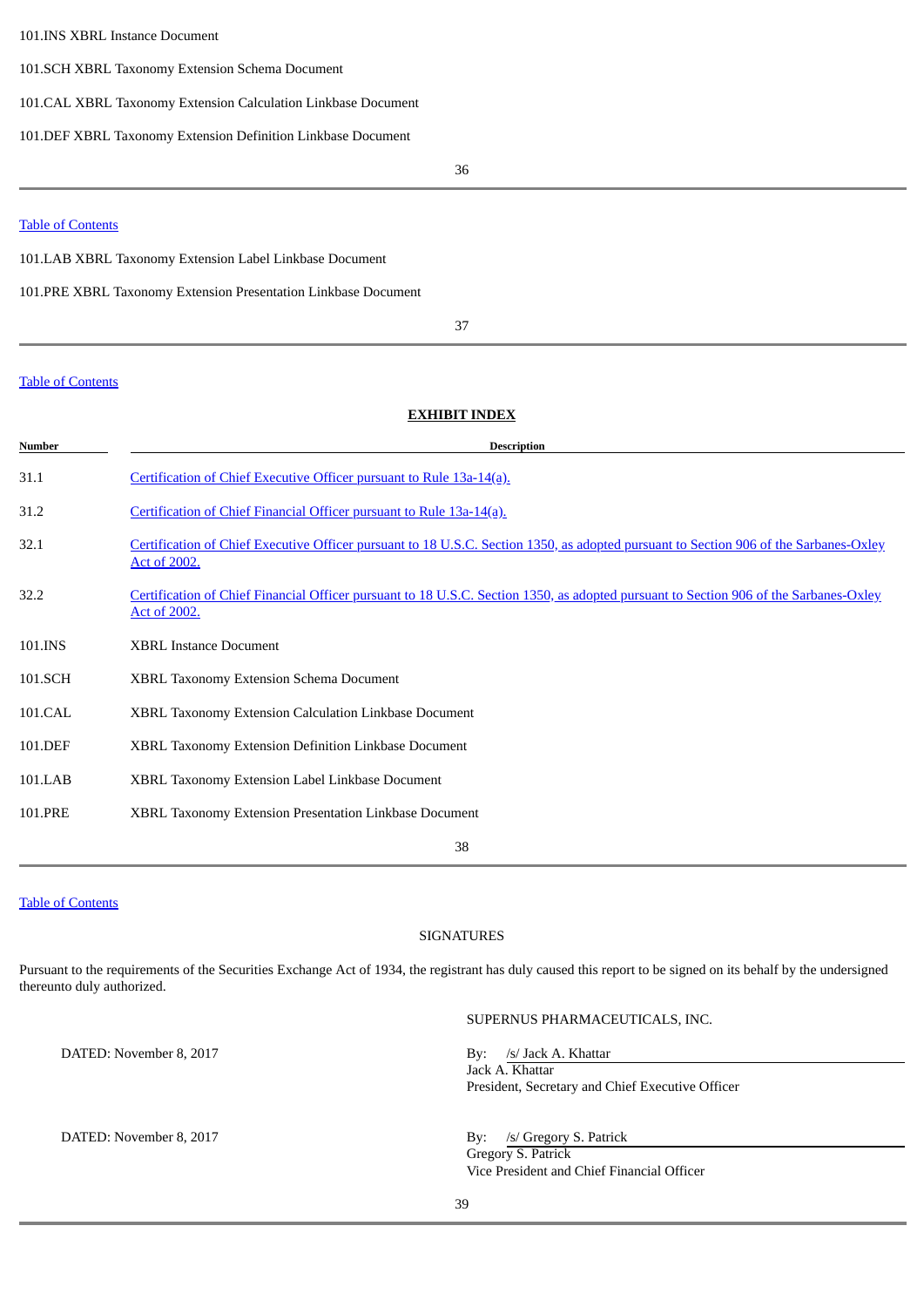101.INS XBRL Instance Document

101.SCH XBRL Taxonomy Extension Schema Document

101.CAL XBRL Taxonomy Extension Calculation Linkbase Document

101.DEF XBRL Taxonomy Extension Definition Linkbase Document

Table of Contents

101.LAB XBRL Taxonomy Extension Label Linkbase Document

101.PRE XBRL Taxonomy Extension Presentation Linkbase Document

Table of Contents

## EXHIBIT INDEX

| Number | Description |
|---|---|
| 31.1 | Certification of Chief Executive Officer pursuant to Rule 13a-14(a). |
| 31.2 | Certification of Chief Financial Officer pursuant to Rule 13a-14(a). |
| 32.1 | Certification of Chief Executive Officer pursuant to 18 U.S.C. Section 1350, as adopted pursuant to Section 906 of the Sarbanes-Oxley Act of 2002. |
| 32.2 | Certification of Chief Financial Officer pursuant to 18 U.S.C. Section 1350, as adopted pursuant to Section 906 of the Sarbanes-Oxley Act of 2002. |
| 101.INS | XBRL Instance Document |
| 101.SCH | XBRL Taxonomy Extension Schema Document |
| 101.CAL | XBRL Taxonomy Extension Calculation Linkbase Document |
| 101.DEF | XBRL Taxonomy Extension Definition Linkbase Document |
| 101.LAB | XBRL Taxonomy Extension Label Linkbase Document |
| 101.PRE | XBRL Taxonomy Extension Presentation Linkbase Document |

Table of Contents

## SIGNATURES

Pursuant to the requirements of the Securities Exchange Act of 1934, the registrant has duly caused this report to be signed on its behalf by the undersigned thereunto duly authorized.

SUPERNUS PHARMACEUTICALS, INC.

| | |
|---|---|
| DATED: November 8, 2017 | By: /s/ Jack A. Khattar<br>Jack A. Khattar<br>President, Secretary and Chief Executive Officer |
| DATED: November 8, 2017 | By: /s/ Gregory S. Patrick<br>Gregory S. Patrick<br>Vice President and Chief Financial Officer |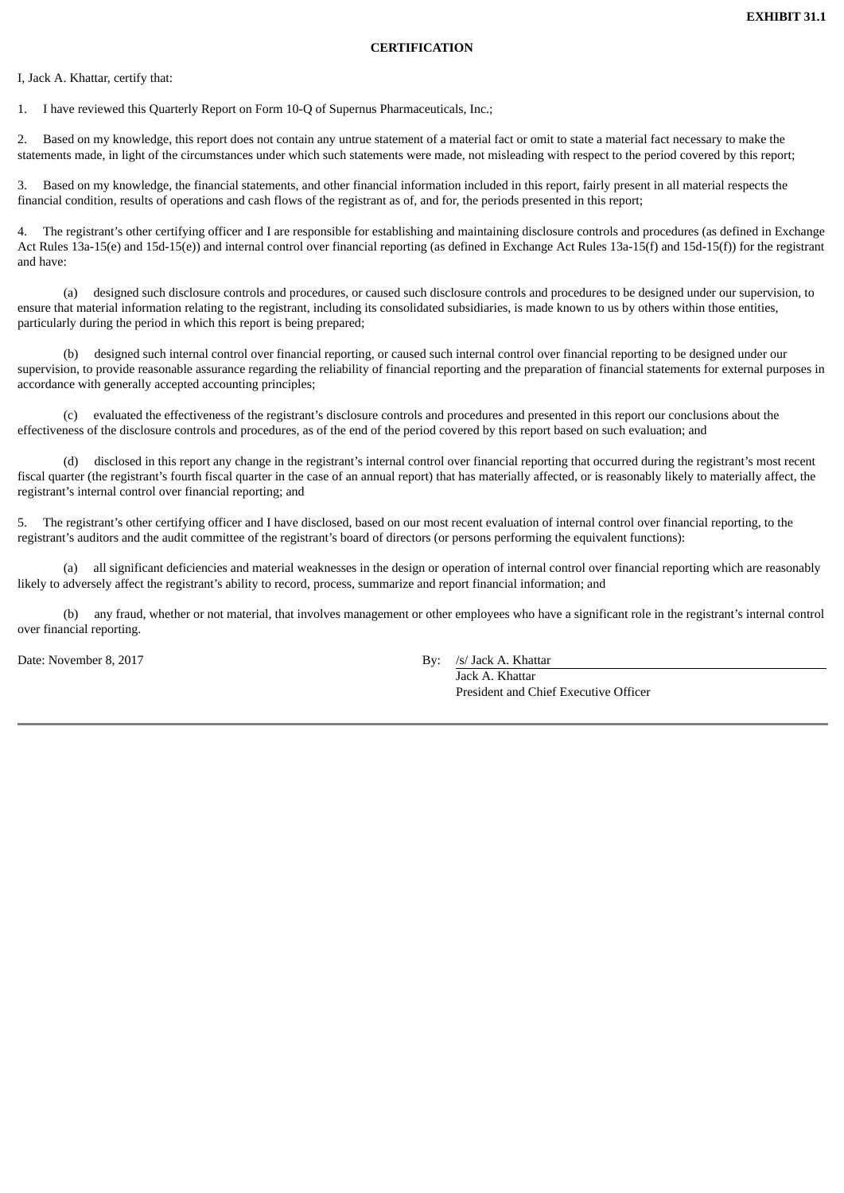**EXHIBIT 31.1**

**CERTIFICATION**

I, Jack A. Khattar, certify that:

1. I have reviewed this Quarterly Report on Form 10-Q of Supernus Pharmaceuticals, Inc.;

2. Based on my knowledge, this report does not contain any untrue statement of a material fact or omit to state a material fact necessary to make the statements made, in light of the circumstances under which such statements were made, not misleading with respect to the period covered by this report;

3. Based on my knowledge, the financial statements, and other financial information included in this report, fairly present in all material respects the financial condition, results of operations and cash flows of the registrant as of, and for, the periods presented in this report;

4. The registrant's other certifying officer and I are responsible for establishing and maintaining disclosure controls and procedures (as defined in Exchange Act Rules 13a-15(e) and 15d-15(e)) and internal control over financial reporting (as defined in Exchange Act Rules 13a-15(f) and 15d-15(f)) for the registrant and have:

(a) designed such disclosure controls and procedures, or caused such disclosure controls and procedures to be designed under our supervision, to ensure that material information relating to the registrant, including its consolidated subsidiaries, is made known to us by others within those entities, particularly during the period in which this report is being prepared;

(b) designed such internal control over financial reporting, or caused such internal control over financial reporting to be designed under our supervision, to provide reasonable assurance regarding the reliability of financial reporting and the preparation of financial statements for external purposes in accordance with generally accepted accounting principles;

(c) evaluated the effectiveness of the registrant's disclosure controls and procedures and presented in this report our conclusions about the effectiveness of the disclosure controls and procedures, as of the end of the period covered by this report based on such evaluation; and

(d) disclosed in this report any change in the registrant's internal control over financial reporting that occurred during the registrant's most recent fiscal quarter (the registrant's fourth fiscal quarter in the case of an annual report) that has materially affected, or is reasonably likely to materially affect, the registrant's internal control over financial reporting; and

5. The registrant's other certifying officer and I have disclosed, based on our most recent evaluation of internal control over financial reporting, to the registrant's auditors and the audit committee of the registrant's board of directors (or persons performing the equivalent functions):

(a) all significant deficiencies and material weaknesses in the design or operation of internal control over financial reporting which are reasonably likely to adversely affect the registrant's ability to record, process, summarize and report financial information; and

(b) any fraud, whether or not material, that involves management or other employees who have a significant role in the registrant's internal control over financial reporting.

Date: November 8, 2017

By: /s/ Jack A. Khattar
Jack A. Khattar
President and Chief Executive Officer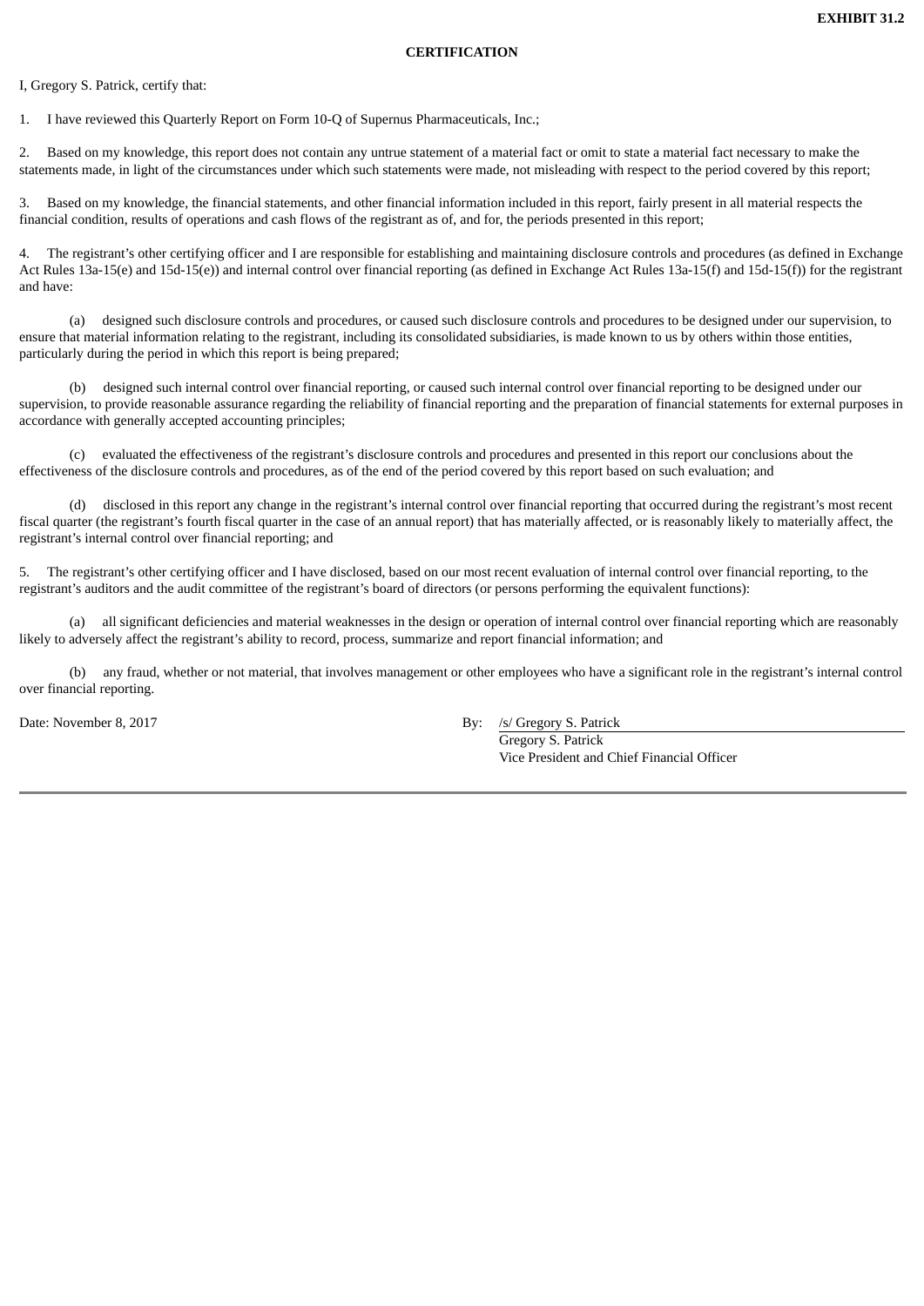**EXHIBIT 31.2**

**CERTIFICATION**

I, Gregory S. Patrick, certify that:

1. I have reviewed this Quarterly Report on Form 10-Q of Supernus Pharmaceuticals, Inc.;

2. Based on my knowledge, this report does not contain any untrue statement of a material fact or omit to state a material fact necessary to make the statements made, in light of the circumstances under which such statements were made, not misleading with respect to the period covered by this report;

3. Based on my knowledge, the financial statements, and other financial information included in this report, fairly present in all material respects the financial condition, results of operations and cash flows of the registrant as of, and for, the periods presented in this report;

4. The registrant's other certifying officer and I are responsible for establishing and maintaining disclosure controls and procedures (as defined in Exchange Act Rules 13a-15(e) and 15d-15(e)) and internal control over financial reporting (as defined in Exchange Act Rules 13a-15(f) and 15d-15(f)) for the registrant and have:

(a) designed such disclosure controls and procedures, or caused such disclosure controls and procedures to be designed under our supervision, to ensure that material information relating to the registrant, including its consolidated subsidiaries, is made known to us by others within those entities, particularly during the period in which this report is being prepared;

(b) designed such internal control over financial reporting, or caused such internal control over financial reporting to be designed under our supervision, to provide reasonable assurance regarding the reliability of financial reporting and the preparation of financial statements for external purposes in accordance with generally accepted accounting principles;

(c) evaluated the effectiveness of the registrant's disclosure controls and procedures and presented in this report our conclusions about the effectiveness of the disclosure controls and procedures, as of the end of the period covered by this report based on such evaluation; and

(d) disclosed in this report any change in the registrant's internal control over financial reporting that occurred during the registrant's most recent fiscal quarter (the registrant's fourth fiscal quarter in the case of an annual report) that has materially affected, or is reasonably likely to materially affect, the registrant's internal control over financial reporting; and

5. The registrant's other certifying officer and I have disclosed, based on our most recent evaluation of internal control over financial reporting, to the registrant's auditors and the audit committee of the registrant's board of directors (or persons performing the equivalent functions):

(a) all significant deficiencies and material weaknesses in the design or operation of internal control over financial reporting which are reasonably likely to adversely affect the registrant's ability to record, process, summarize and report financial information; and

(b) any fraud, whether or not material, that involves management or other employees who have a significant role in the registrant's internal control over financial reporting.

Date: November 8, 2017

By: /s/ Gregory S. Patrick
Gregory S. Patrick
Vice President and Chief Financial Officer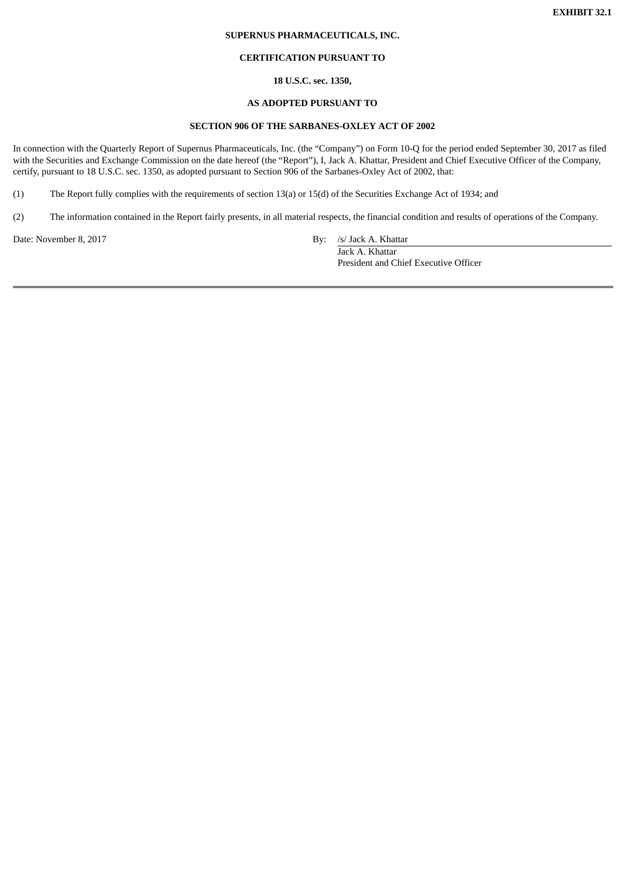**EXHIBIT 32.1**

**SUPERNUS PHARMACEUTICALS, INC.**

**CERTIFICATION PURSUANT TO**

**18 U.S.C. sec. 1350,**

**AS ADOPTED PURSUANT TO**

**SECTION 906 OF THE SARBANES-OXLEY ACT OF 2002**

In connection with the Quarterly Report of Supernus Pharmaceuticals, Inc. (the “Company”) on Form 10-Q for the period ended September 30, 2017 as filed with the Securities and Exchange Commission on the date hereof (the “Report”), I, Jack A. Khattar, President and Chief Executive Officer of the Company, certify, pursuant to 18 U.S.C. sec. 1350, as adopted pursuant to Section 906 of the Sarbanes-Oxley Act of 2002, that:

(1) The Report fully complies with the requirements of section 13(a) or 15(d) of the Securities Exchange Act of 1934; and

(2) The information contained in the Report fairly presents, in all material respects, the financial condition and results of operations of the Company.

Date: November 8, 2017

By: /s/ Jack A. Khattar
Jack A. Khattar
President and Chief Executive Officer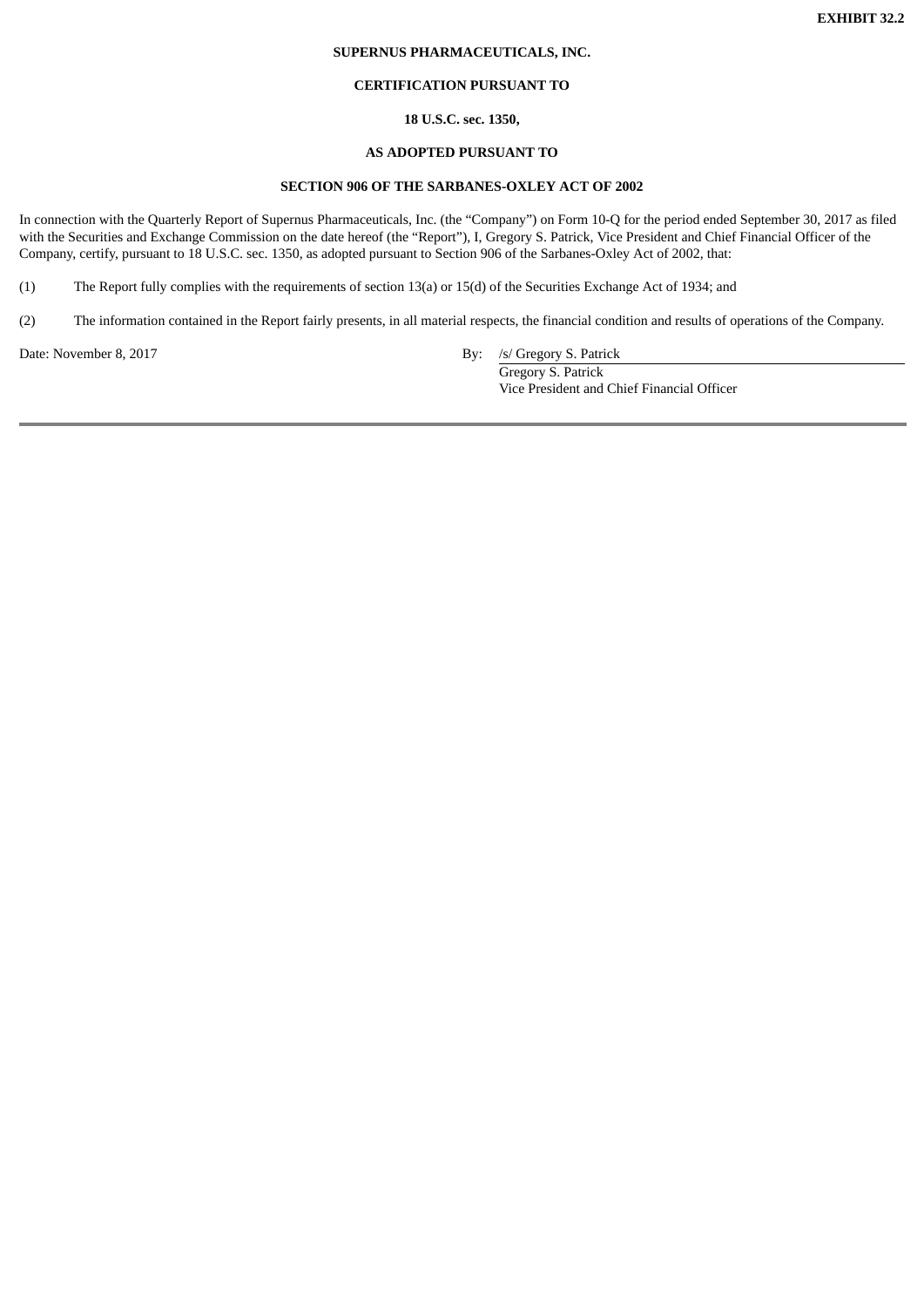**EXHIBIT 32.2**

**SUPERNUS PHARMACEUTICALS, INC.**

**CERTIFICATION PURSUANT TO**

**18 U.S.C. sec. 1350,**

**AS ADOPTED PURSUANT TO**

**SECTION 906 OF THE SARBANES-OXLEY ACT OF 2002**

In connection with the Quarterly Report of Supernus Pharmaceuticals, Inc. (the "Company") on Form 10-Q for the period ended September 30, 2017 as filed with the Securities and Exchange Commission on the date hereof (the "Report"), I, Gregory S. Patrick, Vice President and Chief Financial Officer of the Company, certify, pursuant to 18 U.S.C. sec. 1350, as adopted pursuant to Section 906 of the Sarbanes-Oxley Act of 2002, that:

(1) The Report fully complies with the requirements of section 13(a) or 15(d) of the Securities Exchange Act of 1934; and

(2) The information contained in the Report fairly presents, in all material respects, the financial condition and results of operations of the Company.

Date: November 8, 2017

By: /s/ Gregory S. Patrick
Gregory S. Patrick
Vice President and Chief Financial Officer